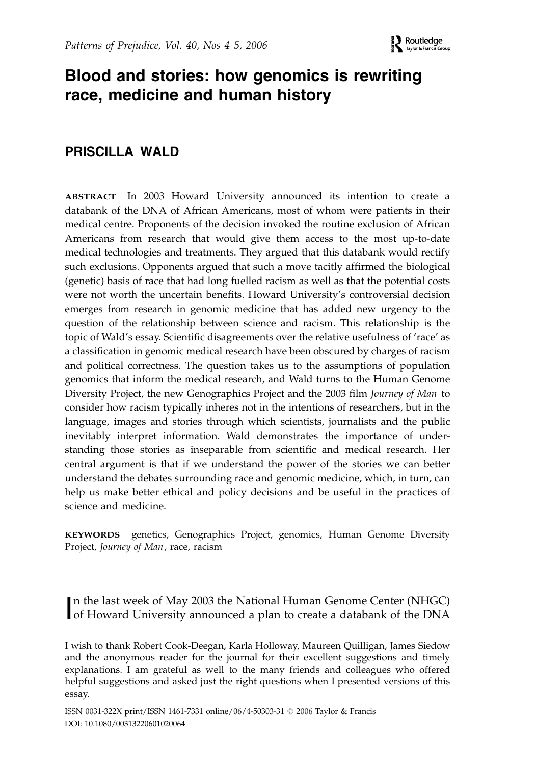# Blood and stories: how genomics is rewriting race, medicine and human history

## PRISCILLA WALD

**ABSTRACT** In 2003 Howard University announced its intention to create a databank of the DNA of African Americans, most of whom were patients in their medical centre. Proponents of the decision invoked the routine exclusion of African Americans from research that would give them access to the most up-to-date medical technologies and treatments. They argued that this databank would rectify such exclusions. Opponents argued that such a move tacitly affirmed the biological (genetic) basis of race that had long fuelled racism as well as that the potential costs were not worth the uncertain benefits. Howard University's controversial decision emerges from research in genomic medicine that has added new urgency to the question of the relationship between science and racism. This relationship is the topic of Wald's essay. Scientific disagreements over the relative usefulness of 'race' as a classification in genomic medical research have been obscured by charges of racism and political correctness. The question takes us to the assumptions of population genomics that inform the medical research, and Wald turns to the Human Genome Diversity Project, the new Genographics Project and the 2003 film *Journey of Man* to consider how racism typically inheres not in the intentions of researchers, but in the language, images and stories through which scientists, journalists and the public inevitably interpret information. Wald demonstrates the importance of understanding those stories as inseparable from scientific and medical research. Her central argument is that if we understand the power of the stories we can better understand the debates surrounding race and genomic medicine, which, in turn, can help us make better ethical and policy decisions and be useful in the practices of science and medicine.

**KEYWORDS** genetics, Genographics Project, genomics, Human Genome Diversity Project, *Journey of Man*, race, racism

In the last week of May 2003 the National Human Genome Center (NHGC) of Howard University announced a plan to create a databank of the DNA

I wish to thank Robert Cook-Deegan, Karla Holloway, Maureen Quilligan, James Siedow and the anonymous reader for the journal for their excellent suggestions and timely explanations. I am grateful as well to the many friends and colleagues who offered helpful suggestions and asked just the right questions when I presented versions of this essay.

ISSN 0031-322X print/ISSN 1461-7331 online/06/4-50303-31 © 2006 Taylor & Francis
DOI: 10.1080/00313220601020064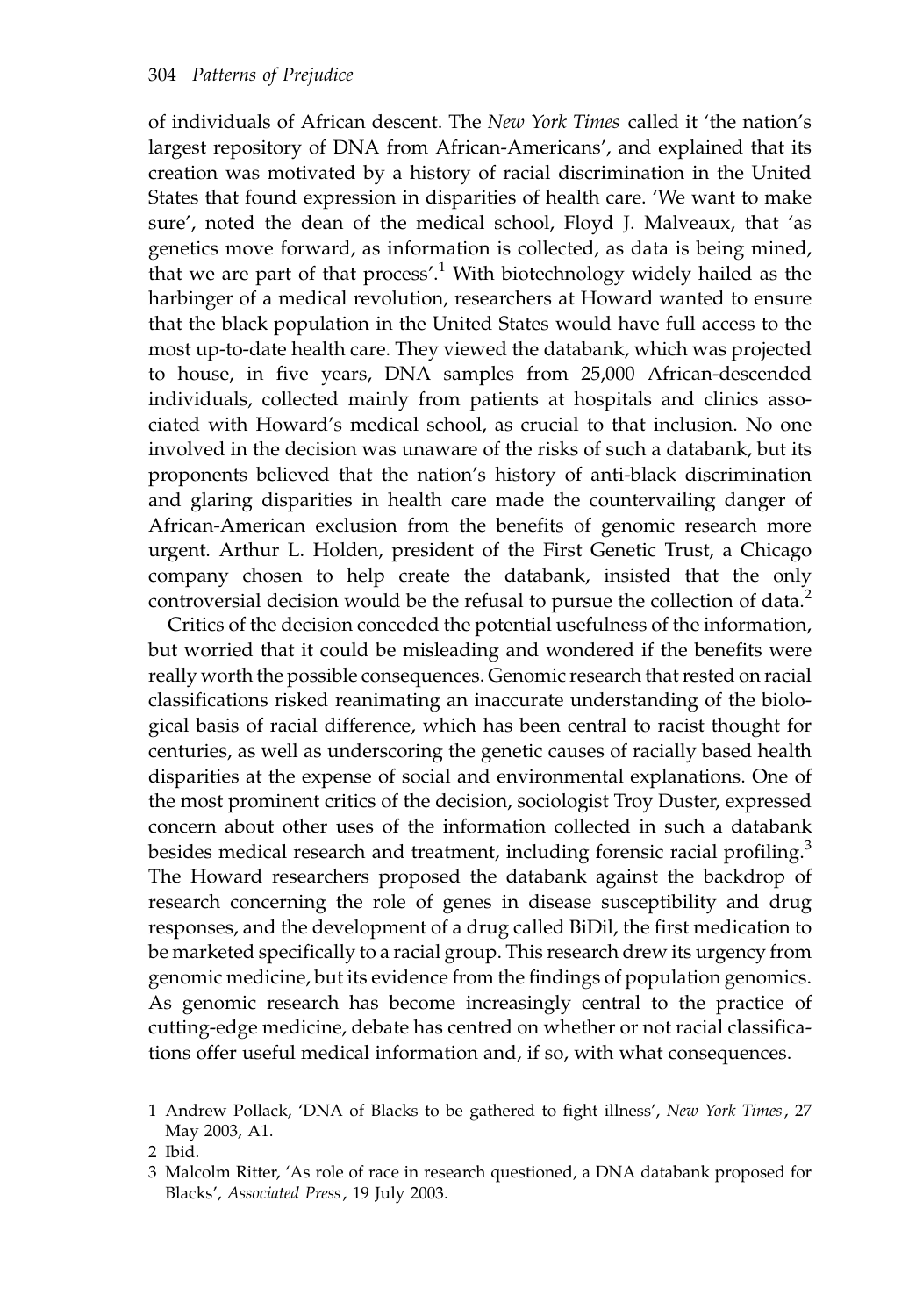of individuals of African descent. The *New York Times* called it 'the nation's largest repository of DNA from African-Americans', and explained that its creation was motivated by a history of racial discrimination in the United States that found expression in disparities of health care. 'We want to make sure', noted the dean of the medical school, Floyd J. Malveaux, that 'as genetics move forward, as information is collected, as data is being mined, that we are part of that process'.[1] With biotechnology widely hailed as the harbinger of a medical revolution, researchers at Howard wanted to ensure that the black population in the United States would have full access to the most up-to-date health care. They viewed the databank, which was projected to house, in five years, DNA samples from 25,000 African-descended individuals, collected mainly from patients at hospitals and clinics associated with Howard's medical school, as crucial to that inclusion. No one involved in the decision was unaware of the risks of such a databank, but its proponents believed that the nation's history of anti-black discrimination and glaring disparities in health care made the countervailing danger of African-American exclusion from the benefits of genomic research more urgent. Arthur L. Holden, president of the First Genetic Trust, a Chicago company chosen to help create the databank, insisted that the only controversial decision would be the refusal to pursue the collection of data.[2]

Critics of the decision conceded the potential usefulness of the information, but worried that it could be misleading and wondered if the benefits were really worth the possible consequences. Genomic research that rested on racial classifications risked reanimating an inaccurate understanding of the biological basis of racial difference, which has been central to racist thought for centuries, as well as underscoring the genetic causes of racially based health disparities at the expense of social and environmental explanations. One of the most prominent critics of the decision, sociologist Troy Duster, expressed concern about other uses of the information collected in such a databank besides medical research and treatment, including forensic racial profiling.[3] The Howard researchers proposed the databank against the backdrop of research concerning the role of genes in disease susceptibility and drug responses, and the development of a drug called BiDil, the first medication to be marketed specifically to a racial group. This research drew its urgency from genomic medicine, but its evidence from the findings of population genomics. As genomic research has become increasingly central to the practice of cutting-edge medicine, debate has centred on whether or not racial classifications offer useful medical information and, if so, with what consequences.

1 Andrew Pollack, 'DNA of Blacks to be gathered to fight illness', *New York Times*, 27 May 2003, A1.

2 Ibid.

3 Malcolm Ritter, 'As role of race in research questioned, a DNA databank proposed for Blacks', *Associated Press*, 19 July 2003.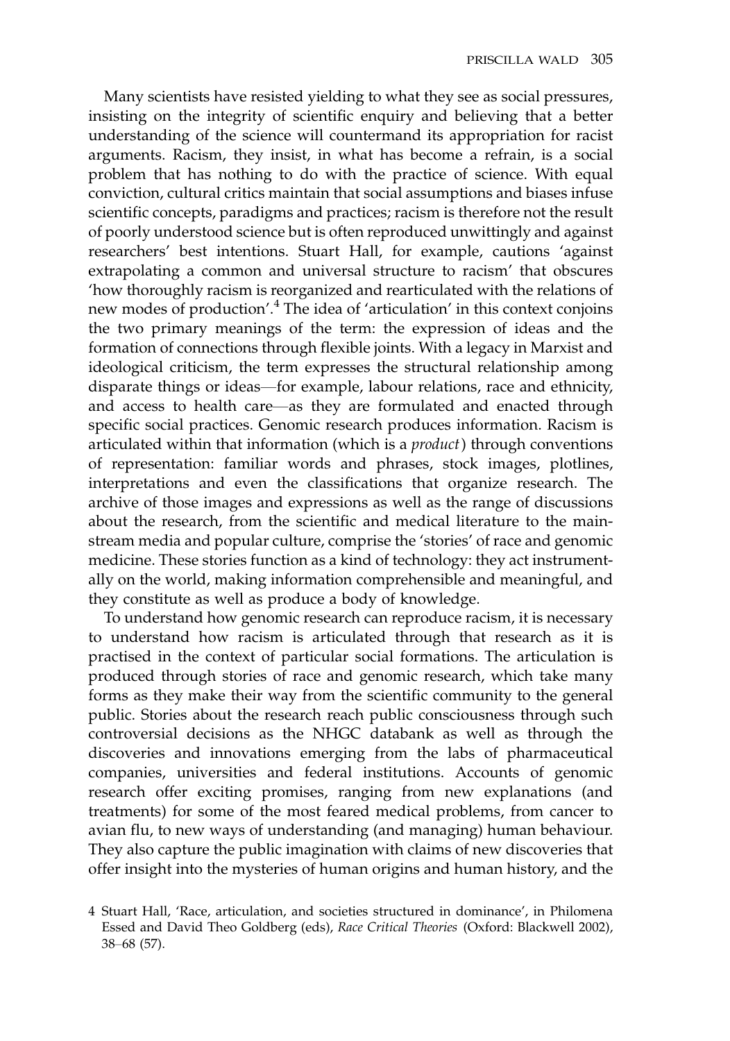Many scientists have resisted yielding to what they see as social pressures, insisting on the integrity of scientific enquiry and believing that a better understanding of the science will countermand its appropriation for racist arguments. Racism, they insist, in what has become a refrain, is a social problem that has nothing to do with the practice of science. With equal conviction, cultural critics maintain that social assumptions and biases infuse scientific concepts, paradigms and practices; racism is therefore not the result of poorly understood science but is often reproduced unwittingly and against researchers' best intentions. Stuart Hall, for example, cautions 'against extrapolating a common and universal structure to racism' that obscures 'how thoroughly racism is reorganized and rearticulated with the relations of new modes of production'.[4] The idea of 'articulation' in this context conjoins the two primary meanings of the term: the expression of ideas and the formation of connections through flexible joints. With a legacy in Marxist and ideological criticism, the term expresses the structural relationship among disparate things or ideas—for example, labour relations, race and ethnicity, and access to health care—as they are formulated and enacted through specific social practices. Genomic research produces information. Racism is articulated within that information (which is a *product*) through conventions of representation: familiar words and phrases, stock images, plotlines, interpretations and even the classifications that organize research. The archive of those images and expressions as well as the range of discussions about the research, from the scientific and medical literature to the mainstream media and popular culture, comprise the 'stories' of race and genomic medicine. These stories function as a kind of technology: they act instrumentally on the world, making information comprehensible and meaningful, and they constitute as well as produce a body of knowledge.

To understand how genomic research can reproduce racism, it is necessary to understand how racism is articulated through that research as it is practised in the context of particular social formations. The articulation is produced through stories of race and genomic research, which take many forms as they make their way from the scientific community to the general public. Stories about the research reach public consciousness through such controversial decisions as the NHGC databank as well as through the discoveries and innovations emerging from the labs of pharmaceutical companies, universities and federal institutions. Accounts of genomic research offer exciting promises, ranging from new explanations (and treatments) for some of the most feared medical problems, from cancer to avian flu, to new ways of understanding (and managing) human behaviour. They also capture the public imagination with claims of new discoveries that offer insight into the mysteries of human origins and human history, and the

4 Stuart Hall, 'Race, articulation, and societies structured in dominance', in Philomena Essed and David Theo Goldberg (eds), *Race Critical Theories* (Oxford: Blackwell 2002), 38–68 (57).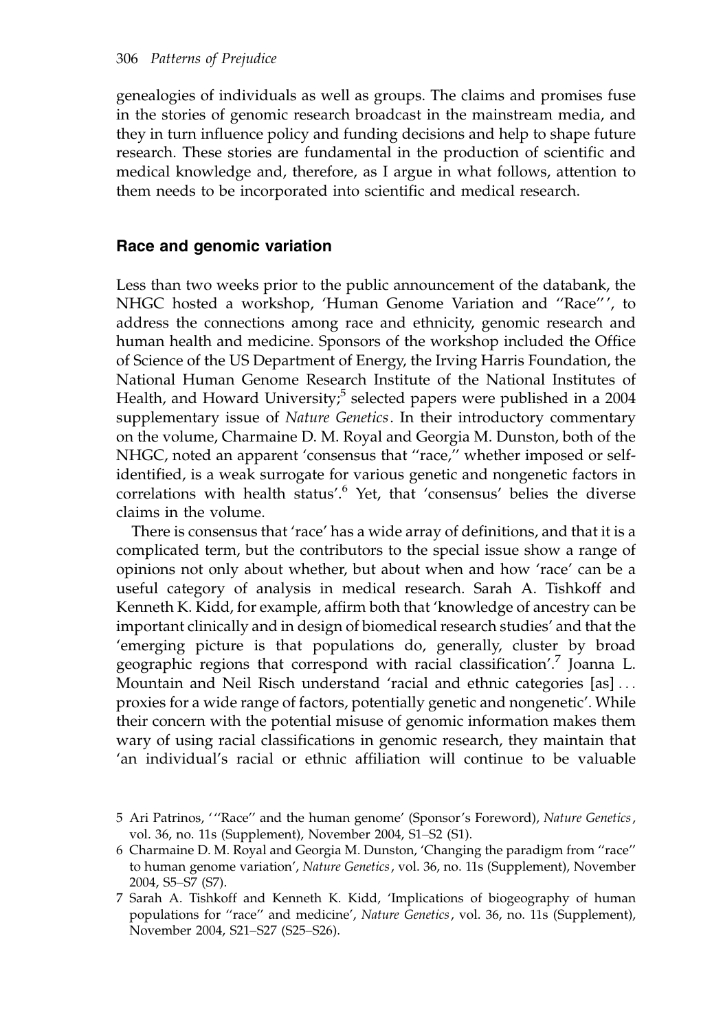genealogies of individuals as well as groups. The claims and promises fuse in the stories of genomic research broadcast in the mainstream media, and they in turn influence policy and funding decisions and help to shape future research. These stories are fundamental in the production of scientific and medical knowledge and, therefore, as I argue in what follows, attention to them needs to be incorporated into scientific and medical research.

## Race and genomic variation

Less than two weeks prior to the public announcement of the databank, the NHGC hosted a workshop, 'Human Genome Variation and "Race"', to address the connections among race and ethnicity, genomic research and human health and medicine. Sponsors of the workshop included the Office of Science of the US Department of Energy, the Irving Harris Foundation, the National Human Genome Research Institute of the National Institutes of Health, and Howard University;[5] selected papers were published in a 2004 supplementary issue of *Nature Genetics*. In their introductory commentary on the volume, Charmaine D. M. Royal and Georgia M. Dunston, both of the NHGC, noted an apparent 'consensus that "race," whether imposed or self-identified, is a weak surrogate for various genetic and nongenetic factors in correlations with health status'.[6] Yet, that 'consensus' belies the diverse claims in the volume.

There is consensus that 'race' has a wide array of definitions, and that it is a complicated term, but the contributors to the special issue show a range of opinions not only about whether, but about when and how 'race' can be a useful category of analysis in medical research. Sarah A. Tishkoff and Kenneth K. Kidd, for example, affirm both that 'knowledge of ancestry can be important clinically and in design of biomedical research studies' and that the 'emerging picture is that populations do, generally, cluster by broad geographic regions that correspond with racial classification'.[7] Joanna L. Mountain and Neil Risch understand 'racial and ethnic categories [as] ... proxies for a wide range of factors, potentially genetic and nongenetic'. While their concern with the potential misuse of genomic information makes them wary of using racial classifications in genomic research, they maintain that 'an individual's racial or ethnic affiliation will continue to be valuable

5 Ari Patrinos, '"Race" and the human genome' (Sponsor's Foreword), *Nature Genetics*, vol. 36, no. 11s (Supplement), November 2004, S1–S2 (S1).

6 Charmaine D. M. Royal and Georgia M. Dunston, 'Changing the paradigm from "race" to human genome variation', *Nature Genetics*, vol. 36, no. 11s (Supplement), November 2004, S5–S7 (S7).

7 Sarah A. Tishkoff and Kenneth K. Kidd, 'Implications of biogeography of human populations for "race" and medicine', *Nature Genetics*, vol. 36, no. 11s (Supplement), November 2004, S21–S27 (S25–S26).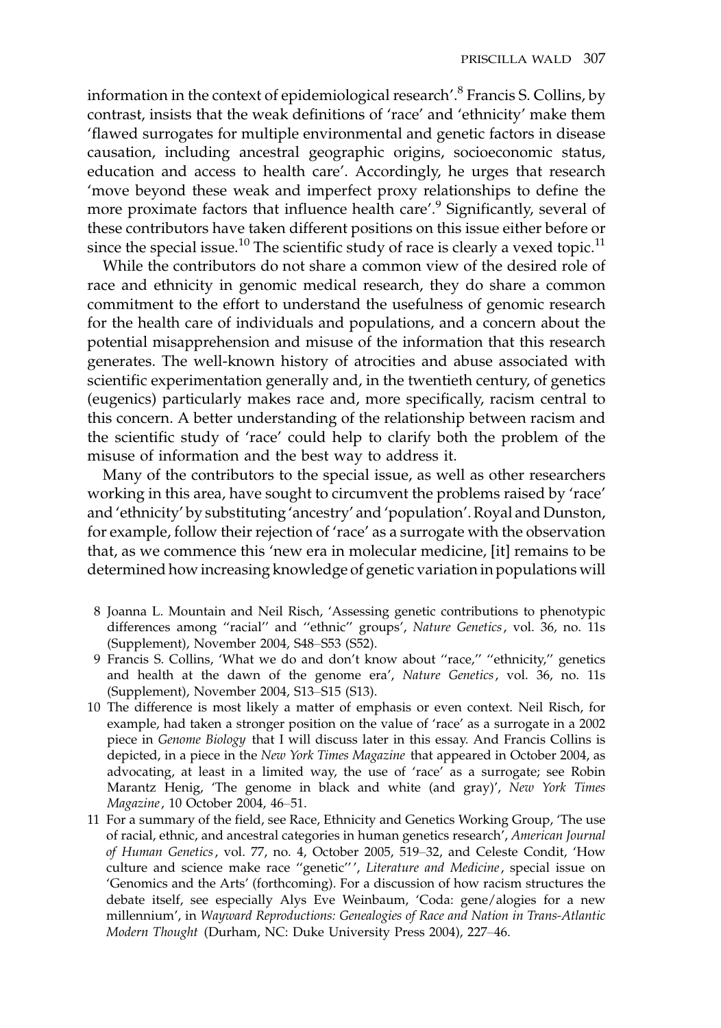information in the context of epidemiological research'.[8] Francis S. Collins, by contrast, insists that the weak definitions of 'race' and 'ethnicity' make them 'flawed surrogates for multiple environmental and genetic factors in disease causation, including ancestral geographic origins, socioeconomic status, education and access to health care'. Accordingly, he urges that research 'move beyond these weak and imperfect proxy relationships to define the more proximate factors that influence health care'.[9] Significantly, several of these contributors have taken different positions on this issue either before or since the special issue.[10] The scientific study of race is clearly a vexed topic.[11]

While the contributors do not share a common view of the desired role of race and ethnicity in genomic medical research, they do share a common commitment to the effort to understand the usefulness of genomic research for the health care of individuals and populations, and a concern about the potential misapprehension and misuse of the information that this research generates. The well-known history of atrocities and abuse associated with scientific experimentation generally and, in the twentieth century, of genetics (eugenics) particularly makes race and, more specifically, racism central to this concern. A better understanding of the relationship between racism and the scientific study of 'race' could help to clarify both the problem of the misuse of information and the best way to address it.

Many of the contributors to the special issue, as well as other researchers working in this area, have sought to circumvent the problems raised by 'race' and 'ethnicity' by substituting 'ancestry' and 'population'. Royal and Dunston, for example, follow their rejection of 'race' as a surrogate with the observation that, as we commence this 'new era in molecular medicine, [it] remains to be determined how increasing knowledge of genetic variation in populations will

8 Joanna L. Mountain and Neil Risch, 'Assessing genetic contributions to phenotypic differences among "racial" and "ethnic" groups', *Nature Genetics*, vol. 36, no. 11s (Supplement), November 2004, S48–S53 (S52).

9 Francis S. Collins, 'What we do and don't know about "race," "ethnicity," genetics and health at the dawn of the genome era', *Nature Genetics*, vol. 36, no. 11s (Supplement), November 2004, S13–S15 (S13).

10 The difference is most likely a matter of emphasis or even context. Neil Risch, for example, had taken a stronger position on the value of 'race' as a surrogate in a 2002 piece in *Genome Biology* that I will discuss later in this essay. And Francis Collins is depicted, in a piece in the *New York Times Magazine* that appeared in October 2004, as advocating, at least in a limited way, the use of 'race' as a surrogate; see Robin Marantz Henig, 'The genome in black and white (and gray)', *New York Times Magazine*, 10 October 2004, 46–51.

11 For a summary of the field, see Race, Ethnicity and Genetics Working Group, 'The use of racial, ethnic, and ancestral categories in human genetics research', *American Journal of Human Genetics*, vol. 77, no. 4, October 2005, 519–32, and Celeste Condit, 'How culture and science make race "genetic"', *Literature and Medicine*, special issue on 'Genomics and the Arts' (forthcoming). For a discussion of how racism structures the debate itself, see especially Alys Eve Weinbaum, 'Coda: gene/alogies for a new millennium', in *Wayward Reproductions: Genealogies of Race and Nation in Trans-Atlantic Modern Thought* (Durham, NC: Duke University Press 2004), 227–46.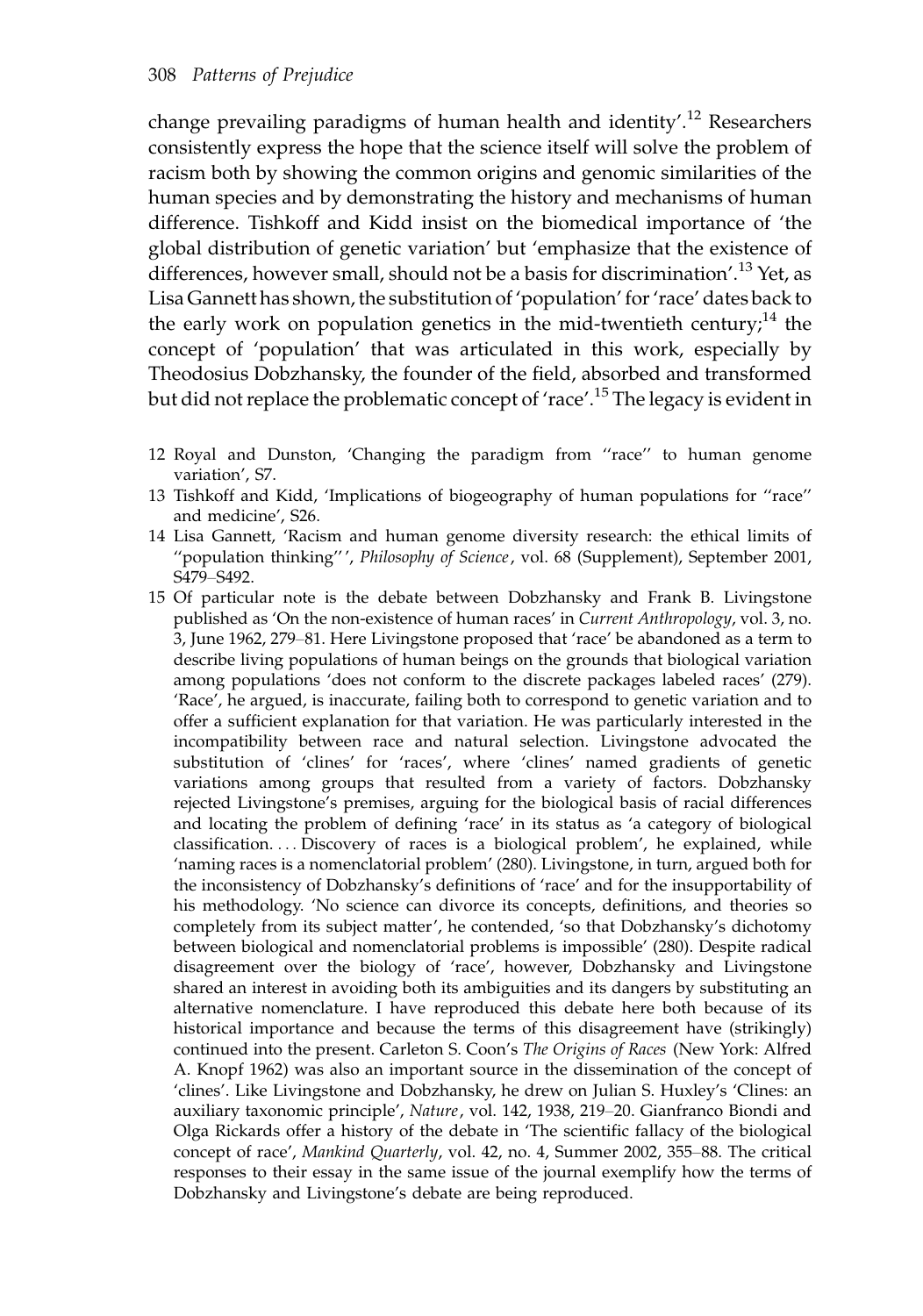change prevailing paradigms of human health and identity'.[12] Researchers consistently express the hope that the science itself will solve the problem of racism both by showing the common origins and genomic similarities of the human species and by demonstrating the history and mechanisms of human difference. Tishkoff and Kidd insist on the biomedical importance of 'the global distribution of genetic variation' but 'emphasize that the existence of differences, however small, should not be a basis for discrimination'.[13] Yet, as Lisa Gannett has shown, the substitution of 'population' for 'race' dates back to the early work on population genetics in the mid-twentieth century;[14] the concept of 'population' that was articulated in this work, especially by Theodosius Dobzhansky, the founder of the field, absorbed and transformed but did not replace the problematic concept of 'race'.[15] The legacy is evident in

12 Royal and Dunston, 'Changing the paradigm from "race" to human genome variation', S7.

13 Tishkoff and Kidd, 'Implications of biogeography of human populations for "race" and medicine', S26.

14 Lisa Gannett, 'Racism and human genome diversity research: the ethical limits of "population thinking"', *Philosophy of Science*, vol. 68 (Supplement), September 2001, S479–S492.

15 Of particular note is the debate between Dobzhansky and Frank B. Livingstone published as 'On the non-existence of human races' in *Current Anthropology*, vol. 3, no. 3, June 1962, 279–81. Here Livingstone proposed that 'race' be abandoned as a term to describe living populations of human beings on the grounds that biological variation among populations 'does not conform to the discrete packages labeled races' (279). 'Race', he argued, is inaccurate, failing both to correspond to genetic variation and to offer a sufficient explanation for that variation. He was particularly interested in the incompatibility between race and natural selection. Livingstone advocated the substitution of 'clines' for 'races', where 'clines' named gradients of genetic variations among groups that resulted from a variety of factors. Dobzhansky rejected Livingstone's premises, arguing for the biological basis of racial differences and locating the problem of defining 'race' in its status as 'a category of biological classification. ... Discovery of races is a biological problem', he explained, while 'naming races is a nomenclatorial problem' (280). Livingstone, in turn, argued both for the inconsistency of Dobzhansky's definitions of 'race' and for the insupportability of his methodology. 'No science can divorce its concepts, definitions, and theories so completely from its subject matter', he contended, 'so that Dobzhansky's dichotomy between biological and nomenclatorial problems is impossible' (280). Despite radical disagreement over the biology of 'race', however, Dobzhansky and Livingstone shared an interest in avoiding both its ambiguities and its dangers by substituting an alternative nomenclature. I have reproduced this debate here both because of its historical importance and because the terms of this disagreement have (strikingly) continued into the present. Carleton S. Coon's *The Origins of Races* (New York: Alfred A. Knopf 1962) was also an important source in the dissemination of the concept of 'clines'. Like Livingstone and Dobzhansky, he drew on Julian S. Huxley's 'Clines: an auxiliary taxonomic principle', *Nature*, vol. 142, 1938, 219–20. Gianfranco Biondi and Olga Rickards offer a history of the debate in 'The scientific fallacy of the biological concept of race', *Mankind Quarterly*, vol. 42, no. 4, Summer 2002, 355–88. The critical responses to their essay in the same issue of the journal exemplify how the terms of Dobzhansky and Livingstone's debate are being reproduced.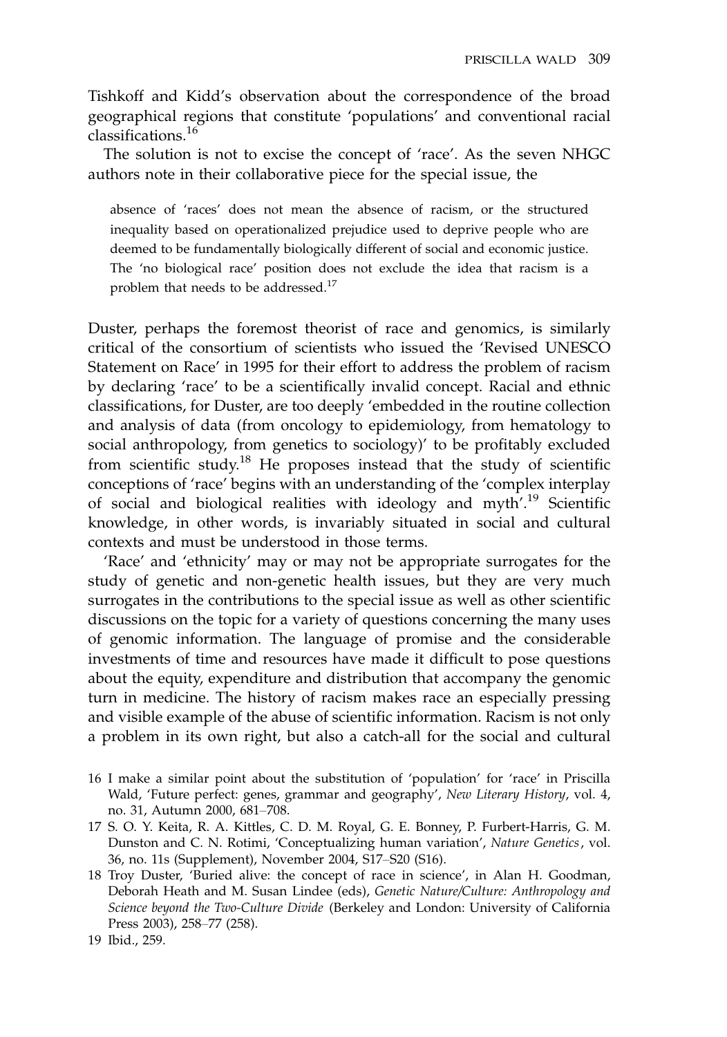Tishkoff and Kidd's observation about the correspondence of the broad geographical regions that constitute 'populations' and conventional racial classifications.[16]

The solution is not to excise the concept of 'race'. As the seven NHGC authors note in their collaborative piece for the special issue, the

> absence of 'races' does not mean the absence of racism, or the structured inequality based on operationalized prejudice used to deprive people who are deemed to be fundamentally biologically different of social and economic justice. The 'no biological race' position does not exclude the idea that racism is a problem that needs to be addressed.[17]

Duster, perhaps the foremost theorist of race and genomics, is similarly critical of the consortium of scientists who issued the 'Revised UNESCO Statement on Race' in 1995 for their effort to address the problem of racism by declaring 'race' to be a scientifically invalid concept. Racial and ethnic classifications, for Duster, are too deeply 'embedded in the routine collection and analysis of data (from oncology to epidemiology, from hematology to social anthropology, from genetics to sociology)' to be profitably excluded from scientific study.[18] He proposes instead that the study of scientific conceptions of 'race' begins with an understanding of the 'complex interplay of social and biological realities with ideology and myth'.[19] Scientific knowledge, in other words, is invariably situated in social and cultural contexts and must be understood in those terms.

'Race' and 'ethnicity' may or may not be appropriate surrogates for the study of genetic and non-genetic health issues, but they are very much surrogates in the contributions to the special issue as well as other scientific discussions on the topic for a variety of questions concerning the many uses of genomic information. The language of promise and the considerable investments of time and resources have made it difficult to pose questions about the equity, expenditure and distribution that accompany the genomic turn in medicine. The history of racism makes race an especially pressing and visible example of the abuse of scientific information. Racism is not only a problem in its own right, but also a catch-all for the social and cultural

16 I make a similar point about the substitution of 'population' for 'race' in Priscilla Wald, 'Future perfect: genes, grammar and geography', *New Literary History*, vol. 4, no. 31, Autumn 2000, 681–708.

17 S. O. Y. Keita, R. A. Kittles, C. D. M. Royal, G. E. Bonney, P. Furbert-Harris, G. M. Dunston and C. N. Rotimi, 'Conceptualizing human variation', *Nature Genetics*, vol. 36, no. 11s (Supplement), November 2004, S17–S20 (S16).

18 Troy Duster, 'Buried alive: the concept of race in science', in Alan H. Goodman, Deborah Heath and M. Susan Lindee (eds), *Genetic Nature/Culture: Anthropology and Science beyond the Two-Culture Divide* (Berkeley and London: University of California Press 2003), 258–77 (258).

19 Ibid., 259.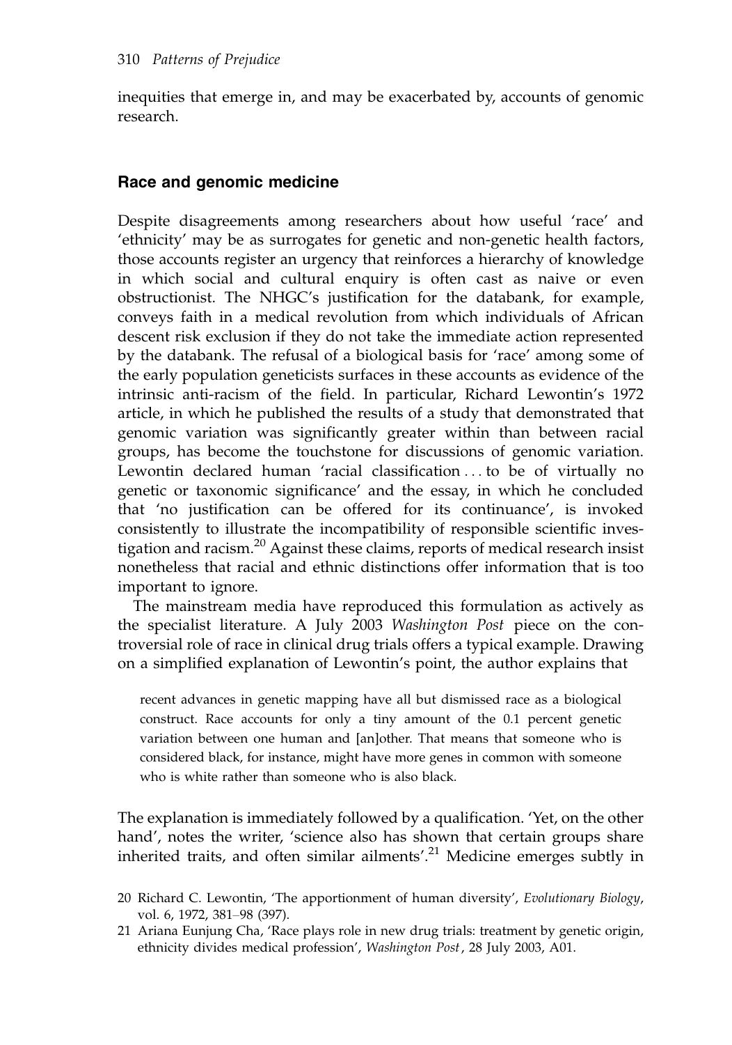inequities that emerge in, and may be exacerbated by, accounts of genomic research.

## Race and genomic medicine

Despite disagreements among researchers about how useful 'race' and 'ethnicity' may be as surrogates for genetic and non-genetic health factors, those accounts register an urgency that reinforces a hierarchy of knowledge in which social and cultural enquiry is often cast as naive or even obstructionist. The NHGC's justification for the databank, for example, conveys faith in a medical revolution from which individuals of African descent risk exclusion if they do not take the immediate action represented by the databank. The refusal of a biological basis for 'race' among some of the early population geneticists surfaces in these accounts as evidence of the intrinsic anti-racism of the field. In particular, Richard Lewontin's 1972 article, in which he published the results of a study that demonstrated that genomic variation was significantly greater within than between racial groups, has become the touchstone for discussions of genomic variation. Lewontin declared human 'racial classification . . . to be of virtually no genetic or taxonomic significance' and the essay, in which he concluded that 'no justification can be offered for its continuance', is invoked consistently to illustrate the incompatibility of responsible scientific investigation and racism.[20] Against these claims, reports of medical research insist nonetheless that racial and ethnic distinctions offer information that is too important to ignore.

The mainstream media have reproduced this formulation as actively as the specialist literature. A July 2003 *Washington Post* piece on the controversial role of race in clinical drug trials offers a typical example. Drawing on a simplified explanation of Lewontin's point, the author explains that

> recent advances in genetic mapping have all but dismissed race as a biological construct. Race accounts for only a tiny amount of the 0.1 percent genetic variation between one human and [an]other. That means that someone who is considered black, for instance, might have more genes in common with someone who is white rather than someone who is also black.

The explanation is immediately followed by a qualification. 'Yet, on the other hand', notes the writer, 'science also has shown that certain groups share inherited traits, and often similar ailments'.[21] Medicine emerges subtly in

20 Richard C. Lewontin, 'The apportionment of human diversity', *Evolutionary Biology*, vol. 6, 1972, 381–98 (397).

21 Ariana Eunjung Cha, 'Race plays role in new drug trials: treatment by genetic origin, ethnicity divides medical profession', *Washington Post*, 28 July 2003, A01.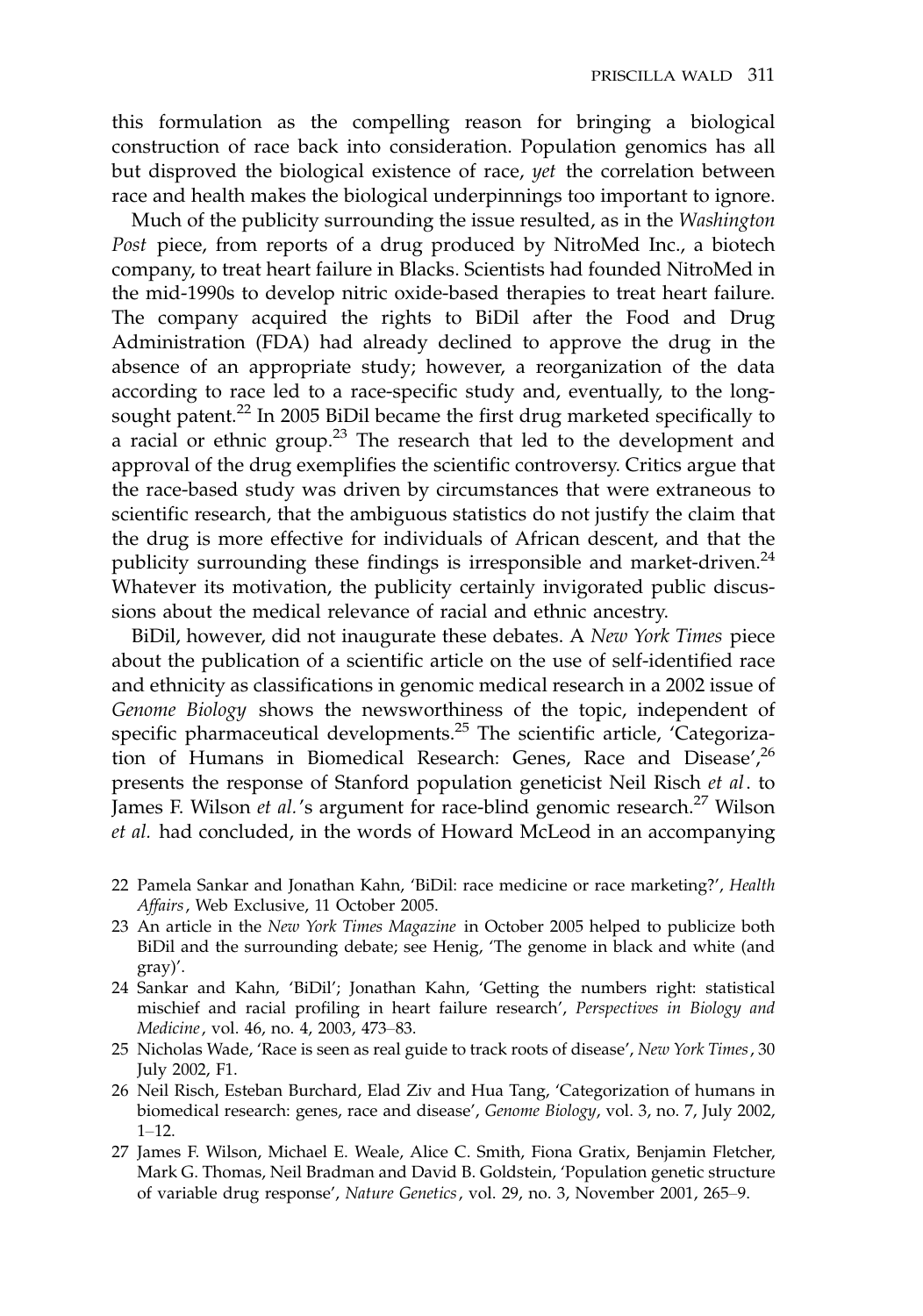this formulation as the compelling reason for bringing a biological construction of race back into consideration. Population genomics has all but disproved the biological existence of race, *yet* the correlation between race and health makes the biological underpinnings too important to ignore.

Much of the publicity surrounding the issue resulted, as in the *Washington Post* piece, from reports of a drug produced by NitroMed Inc., a biotech company, to treat heart failure in Blacks. Scientists had founded NitroMed in the mid-1990s to develop nitric oxide-based therapies to treat heart failure. The company acquired the rights to BiDil after the Food and Drug Administration (FDA) had already declined to approve the drug in the absence of an appropriate study; however, a reorganization of the data according to race led to a race-specific study and, eventually, to the long-sought patent.[22] In 2005 BiDil became the first drug marketed specifically to a racial or ethnic group.[23] The research that led to the development and approval of the drug exemplifies the scientific controversy. Critics argue that the race-based study was driven by circumstances that were extraneous to scientific research, that the ambiguous statistics do not justify the claim that the drug is more effective for individuals of African descent, and that the publicity surrounding these findings is irresponsible and market-driven.[24] Whatever its motivation, the publicity certainly invigorated public discussions about the medical relevance of racial and ethnic ancestry.

BiDil, however, did not inaugurate these debates. A *New York Times* piece about the publication of a scientific article on the use of self-identified race and ethnicity as classifications in genomic medical research in a 2002 issue of *Genome Biology* shows the newsworthiness of the topic, independent of specific pharmaceutical developments.[25] The scientific article, 'Categorization of Humans in Biomedical Research: Genes, Race and Disease',[26] presents the response of Stanford population geneticist Neil Risch *et al*. to James F. Wilson *et al.*'s argument for race-blind genomic research.[27] Wilson *et al.* had concluded, in the words of Howard McLeod in an accompanying

22 Pamela Sankar and Jonathan Kahn, 'BiDil: race medicine or race marketing?', *Health Affairs*, Web Exclusive, 11 October 2005.

23 An article in the *New York Times Magazine* in October 2005 helped to publicize both BiDil and the surrounding debate; see Henig, 'The genome in black and white (and gray)'.

24 Sankar and Kahn, 'BiDil'; Jonathan Kahn, 'Getting the numbers right: statistical mischief and racial profiling in heart failure research', *Perspectives in Biology and Medicine*, vol. 46, no. 4, 2003, 473–83.

25 Nicholas Wade, 'Race is seen as real guide to track roots of disease', *New York Times*, 30 July 2002, F1.

26 Neil Risch, Esteban Burchard, Elad Ziv and Hua Tang, 'Categorization of humans in biomedical research: genes, race and disease', *Genome Biology*, vol. 3, no. 7, July 2002, 1–12.

27 James F. Wilson, Michael E. Weale, Alice C. Smith, Fiona Gratix, Benjamin Fletcher, Mark G. Thomas, Neil Bradman and David B. Goldstein, 'Population genetic structure of variable drug response', *Nature Genetics*, vol. 29, no. 3, November 2001, 265–9.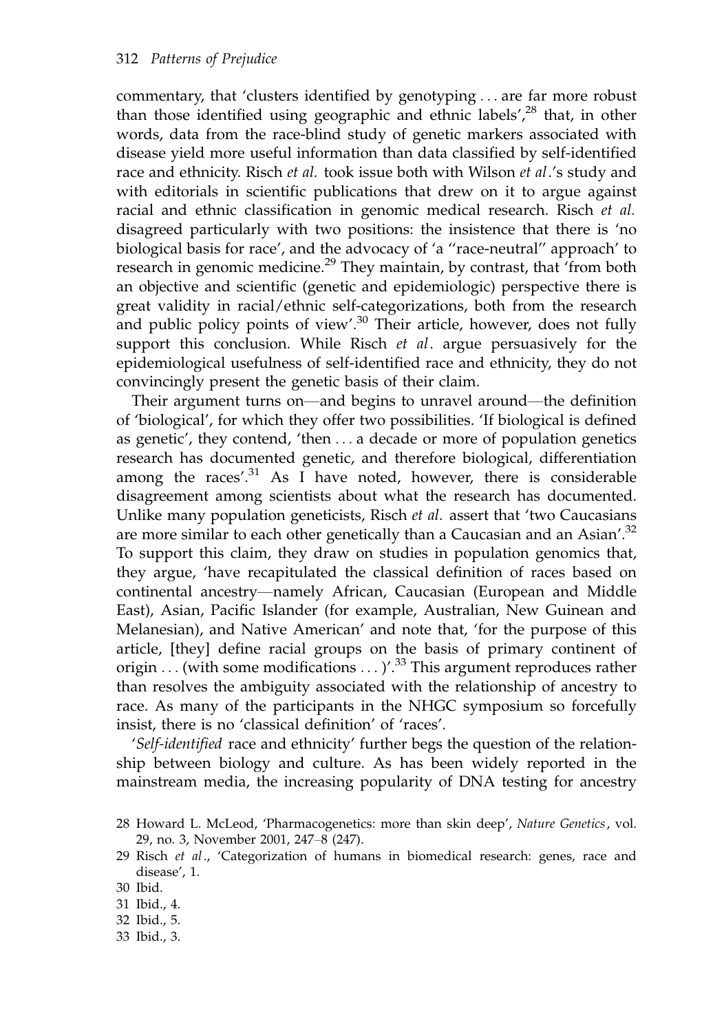commentary, that 'clusters identified by genotyping ... are far more robust than those identified using geographic and ethnic labels',[28] that, in other words, data from the race-blind study of genetic markers associated with disease yield more useful information than data classified by self-identified race and ethnicity. Risch *et al.* took issue both with Wilson *et al.*'s study and with editorials in scientific publications that drew on it to argue against racial and ethnic classification in genomic medical research. Risch *et al.* disagreed particularly with two positions: the insistence that there is 'no biological basis for race', and the advocacy of 'a "race-neutral" approach' to research in genomic medicine.[29] They maintain, by contrast, that 'from both an objective and scientific (genetic and epidemiologic) perspective there is great validity in racial/ethnic self-categorizations, both from the research and public policy points of view'.[30] Their article, however, does not fully support this conclusion. While Risch *et al.* argue persuasively for the epidemiological usefulness of self-identified race and ethnicity, they do not convincingly present the genetic basis of their claim.

Their argument turns on—and begins to unravel around—the definition of 'biological', for which they offer two possibilities. 'If biological is defined as genetic', they contend, 'then ... a decade or more of population genetics research has documented genetic, and therefore biological, differentiation among the races'.[31] As I have noted, however, there is considerable disagreement among scientists about what the research has documented. Unlike many population geneticists, Risch *et al.* assert that 'two Caucasians are more similar to each other genetically than a Caucasian and an Asian'.[32] To support this claim, they draw on studies in population genomics that, they argue, 'have recapitulated the classical definition of races based on continental ancestry—namely African, Caucasian (European and Middle East), Asian, Pacific Islander (for example, Australian, New Guinean and Melanesian), and Native American' and note that, 'for the purpose of this article, [they] define racial groups on the basis of primary continent of origin ... (with some modifications ... )'.[33] This argument reproduces rather than resolves the ambiguity associated with the relationship of ancestry to race. As many of the participants in the NHGC symposium so forcefully insist, there is no 'classical definition' of 'races'.

'*Self-identified* race and ethnicity' further begs the question of the relationship between biology and culture. As has been widely reported in the mainstream media, the increasing popularity of DNA testing for ancestry

28 Howard L. McLeod, 'Pharmacogenetics: more than skin deep', *Nature Genetics*, vol. 29, no. 3, November 2001, 247–8 (247).

29 Risch *et al.*, 'Categorization of humans in biomedical research: genes, race and disease', 1.

30 Ibid.

31 Ibid., 4.

32 Ibid., 5.

33 Ibid., 3.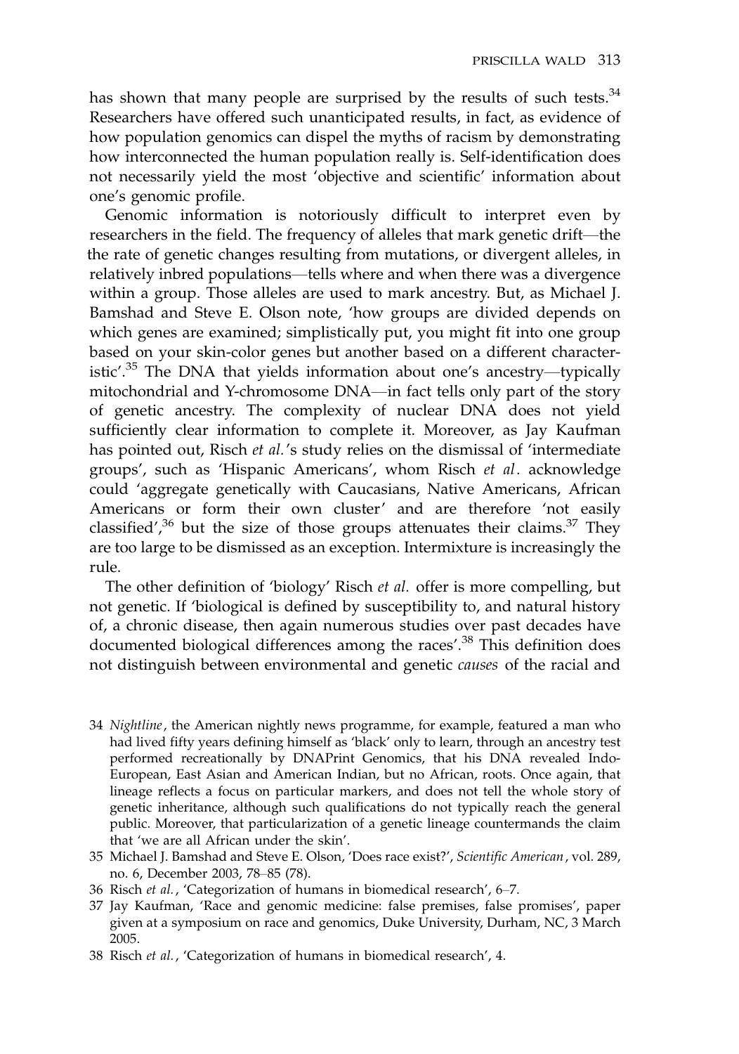has shown that many people are surprised by the results of such tests.[34] Researchers have offered such unanticipated results, in fact, as evidence of how population genomics can dispel the myths of racism by demonstrating how interconnected the human population really is. Self-identification does not necessarily yield the most 'objective and scientific' information about one's genomic profile.

Genomic information is notoriously difficult to interpret even by researchers in the field. The frequency of alleles that mark genetic drift—the the rate of genetic changes resulting from mutations, or divergent alleles, in relatively inbred populations—tells where and when there was a divergence within a group. Those alleles are used to mark ancestry. But, as Michael J. Bamshad and Steve E. Olson note, 'how groups are divided depends on which genes are examined; simplistically put, you might fit into one group based on your skin-color genes but another based on a different characteristic'.[35] The DNA that yields information about one's ancestry—typically mitochondrial and Y-chromosome DNA—in fact tells only part of the story of genetic ancestry. The complexity of nuclear DNA does not yield sufficiently clear information to complete it. Moreover, as Jay Kaufman has pointed out, Risch *et al.*'s study relies on the dismissal of 'intermediate groups', such as 'Hispanic Americans', whom Risch *et al*. acknowledge could 'aggregate genetically with Caucasians, Native Americans, African Americans or form their own cluster' and are therefore 'not easily classified',[36] but the size of those groups attenuates their claims.[37] They are too large to be dismissed as an exception. Intermixture is increasingly the rule.

The other definition of 'biology' Risch *et al.* offer is more compelling, but not genetic. If 'biological is defined by susceptibility to, and natural history of, a chronic disease, then again numerous studies over past decades have documented biological differences among the races'.[38] This definition does not distinguish between environmental and genetic *causes* of the racial and

34 *Nightline*, the American nightly news programme, for example, featured a man who had lived fifty years defining himself as 'black' only to learn, through an ancestry test performed recreationally by DNAPrint Genomics, that his DNA revealed Indo-European, East Asian and American Indian, but no African, roots. Once again, that lineage reflects a focus on particular markers, and does not tell the whole story of genetic inheritance, although such qualifications do not typically reach the general public. Moreover, that particularization of a genetic lineage countermands the claim that 'we are all African under the skin'.

35 Michael J. Bamshad and Steve E. Olson, 'Does race exist?', *Scientific American*, vol. 289, no. 6, December 2003, 78–85 (78).

36 Risch *et al.*, 'Categorization of humans in biomedical research', 6–7.

37 Jay Kaufman, 'Race and genomic medicine: false premises, false promises', paper given at a symposium on race and genomics, Duke University, Durham, NC, 3 March 2005.

38 Risch *et al.*, 'Categorization of humans in biomedical research', 4.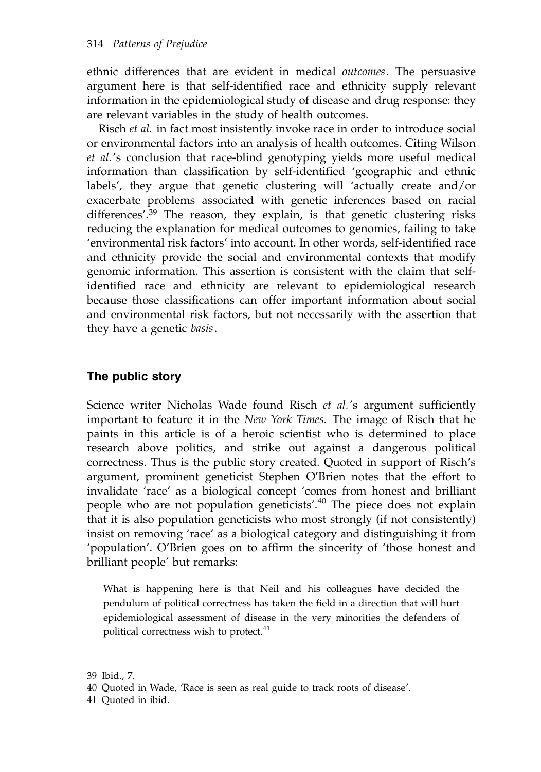ethnic differences that are evident in medical *outcomes*. The persuasive argument here is that self-identified race and ethnicity supply relevant information in the epidemiological study of disease and drug response: they are relevant variables in the study of health outcomes.

Risch *et al.* in fact most insistently invoke race in order to introduce social or environmental factors into an analysis of health outcomes. Citing Wilson *et al.*'s conclusion that race-blind genotyping yields more useful medical information than classification by self-identified 'geographic and ethnic labels', they argue that genetic clustering will 'actually create and/or exacerbate problems associated with genetic inferences based on racial differences'.[39] The reason, they explain, is that genetic clustering risks reducing the explanation for medical outcomes to genomics, failing to take 'environmental risk factors' into account. In other words, self-identified race and ethnicity provide the social and environmental contexts that modify genomic information. This assertion is consistent with the claim that self-identified race and ethnicity are relevant to epidemiological research because those classifications can offer important information about social and environmental risk factors, but not necessarily with the assertion that they have a genetic *basis*.

## The public story

Science writer Nicholas Wade found Risch *et al.*'s argument sufficiently important to feature it in the *New York Times.* The image of Risch that he paints in this article is of a heroic scientist who is determined to place research above politics, and strike out against a dangerous political correctness. Thus is the public story created. Quoted in support of Risch's argument, prominent geneticist Stephen O'Brien notes that the effort to invalidate 'race' as a biological concept 'comes from honest and brilliant people who are not population geneticists'.[40] The piece does not explain that it is also population geneticists who most strongly (if not consistently) insist on removing 'race' as a biological category and distinguishing it from 'population'. O'Brien goes on to affirm the sincerity of 'those honest and brilliant people' but remarks:

> What is happening here is that Neil and his colleagues have decided the pendulum of political correctness has taken the field in a direction that will hurt epidemiological assessment of disease in the very minorities the defenders of political correctness wish to protect.[41]

39 Ibid., 7.

40 Quoted in Wade, 'Race is seen as real guide to track roots of disease'.

41 Quoted in ibid.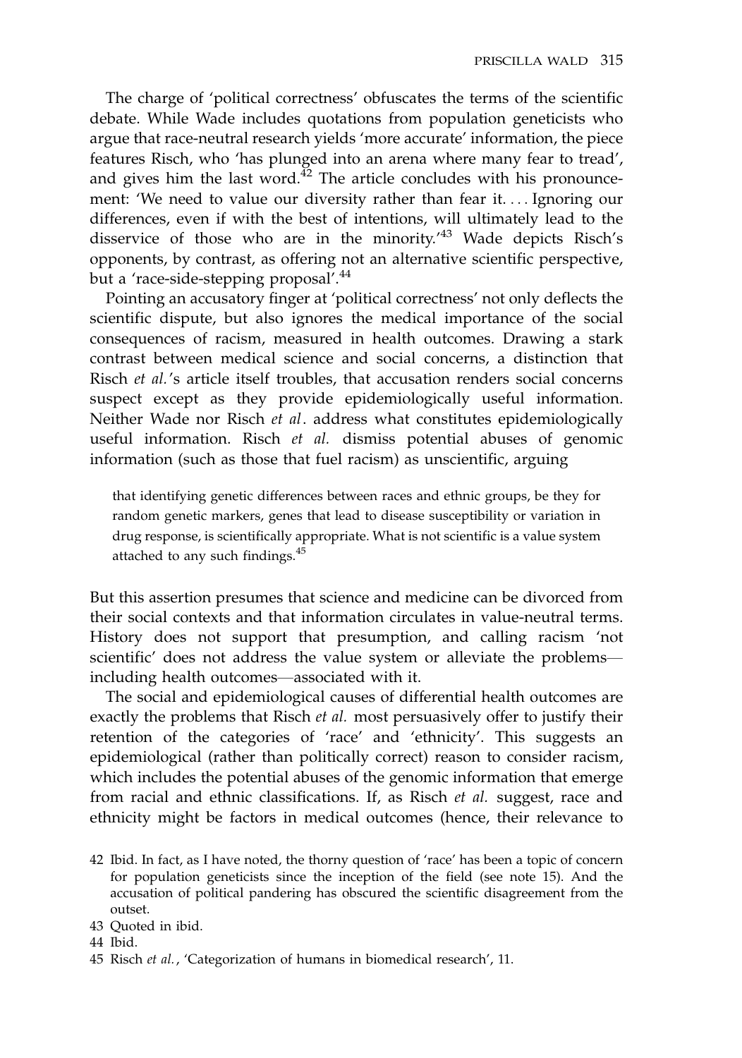The charge of 'political correctness' obfuscates the terms of the scientific debate. While Wade includes quotations from population geneticists who argue that race-neutral research yields 'more accurate' information, the piece features Risch, who 'has plunged into an arena where many fear to tread', and gives him the last word.[42] The article concludes with his pronouncement: 'We need to value our diversity rather than fear it. ... Ignoring our differences, even if with the best of intentions, will ultimately lead to the disservice of those who are in the minority.'[43] Wade depicts Risch's opponents, by contrast, as offering not an alternative scientific perspective, but a 'race-side-stepping proposal'.[44]

Pointing an accusatory finger at 'political correctness' not only deflects the scientific dispute, but also ignores the medical importance of the social consequences of racism, measured in health outcomes. Drawing a stark contrast between medical science and social concerns, a distinction that Risch *et al.*'s article itself troubles, that accusation renders social concerns suspect except as they provide epidemiologically useful information. Neither Wade nor Risch *et al*. address what constitutes epidemiologically useful information. Risch *et al.* dismiss potential abuses of genomic information (such as those that fuel racism) as unscientific, arguing

> that identifying genetic differences between races and ethnic groups, be they for random genetic markers, genes that lead to disease susceptibility or variation in drug response, is scientifically appropriate. What is not scientific is a value system attached to any such findings.[45]

But this assertion presumes that science and medicine can be divorced from their social contexts and that information circulates in value-neutral terms. History does not support that presumption, and calling racism 'not scientific' does not address the value system or alleviate the problems—including health outcomes—associated with it.

The social and epidemiological causes of differential health outcomes are exactly the problems that Risch *et al.* most persuasively offer to justify their retention of the categories of 'race' and 'ethnicity'. This suggests an epidemiological (rather than politically correct) reason to consider racism, which includes the potential abuses of the genomic information that emerge from racial and ethnic classifications. If, as Risch *et al.* suggest, race and ethnicity might be factors in medical outcomes (hence, their relevance to

42 Ibid. In fact, as I have noted, the thorny question of 'race' has been a topic of concern for population geneticists since the inception of the field (see note 15). And the accusation of political pandering has obscured the scientific disagreement from the outset.

43 Quoted in ibid.

44 Ibid.

45 Risch *et al.*, 'Categorization of humans in biomedical research', 11.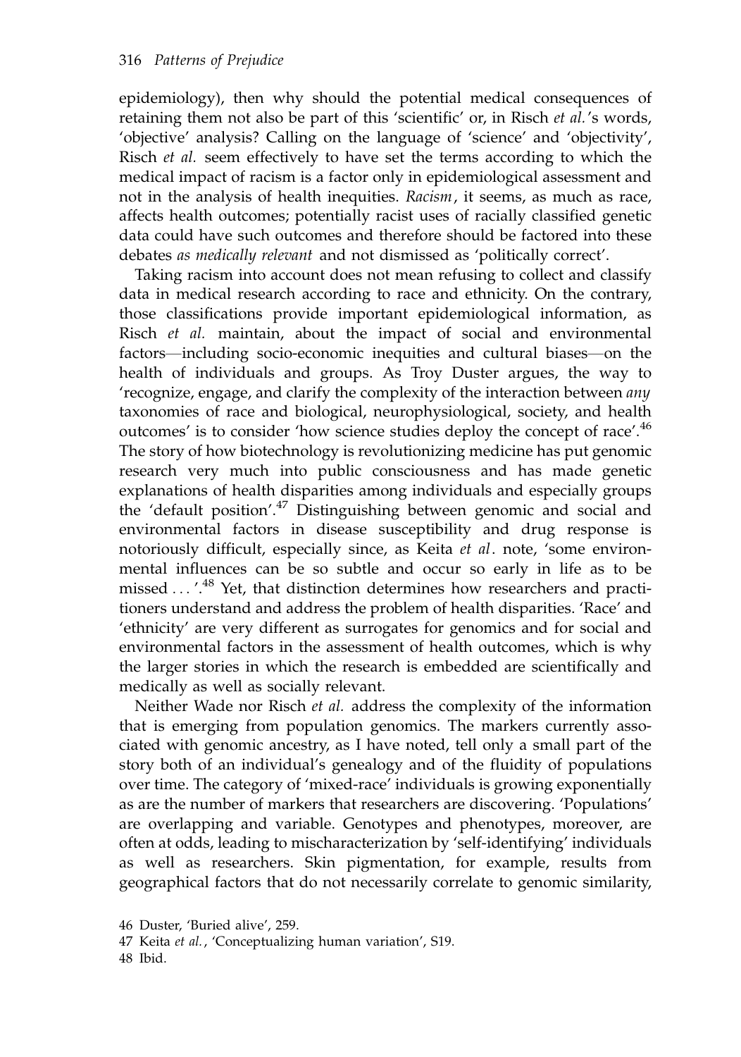epidemiology), then why should the potential medical consequences of retaining them not also be part of this 'scientific' or, in Risch *et al.*'s words, 'objective' analysis? Calling on the language of 'science' and 'objectivity', Risch *et al.* seem effectively to have set the terms according to which the medical impact of racism is a factor only in epidemiological assessment and not in the analysis of health inequities. *Racism*, it seems, as much as race, affects health outcomes; potentially racist uses of racially classified genetic data could have such outcomes and therefore should be factored into these debates *as medically relevant* and not dismissed as 'politically correct'.

Taking racism into account does not mean refusing to collect and classify data in medical research according to race and ethnicity. On the contrary, those classifications provide important epidemiological information, as Risch *et al.* maintain, about the impact of social and environmental factors—including socio-economic inequities and cultural biases—on the health of individuals and groups. As Troy Duster argues, the way to 'recognize, engage, and clarify the complexity of the interaction between *any* taxonomies of race and biological, neurophysiological, society, and health outcomes' is to consider 'how science studies deploy the concept of race'.[46] The story of how biotechnology is revolutionizing medicine has put genomic research very much into public consciousness and has made genetic explanations of health disparities among individuals and especially groups the 'default position'.[47] Distinguishing between genomic and social and environmental factors in disease susceptibility and drug response is notoriously difficult, especially since, as Keita *et al*. note, 'some environmental influences can be so subtle and occur so early in life as to be missed . . . '.[48] Yet, that distinction determines how researchers and practitioners understand and address the problem of health disparities. 'Race' and 'ethnicity' are very different as surrogates for genomics and for social and environmental factors in the assessment of health outcomes, which is why the larger stories in which the research is embedded are scientifically and medically as well as socially relevant.

Neither Wade nor Risch *et al.* address the complexity of the information that is emerging from population genomics. The markers currently associated with genomic ancestry, as I have noted, tell only a small part of the story both of an individual's genealogy and of the fluidity of populations over time. The category of 'mixed-race' individuals is growing exponentially as are the number of markers that researchers are discovering. 'Populations' are overlapping and variable. Genotypes and phenotypes, moreover, are often at odds, leading to mischaracterization by 'self-identifying' individuals as well as researchers. Skin pigmentation, for example, results from geographical factors that do not necessarily correlate to genomic similarity,

46 Duster, 'Buried alive', 259.

47 Keita *et al.*, 'Conceptualizing human variation', S19.

48 Ibid.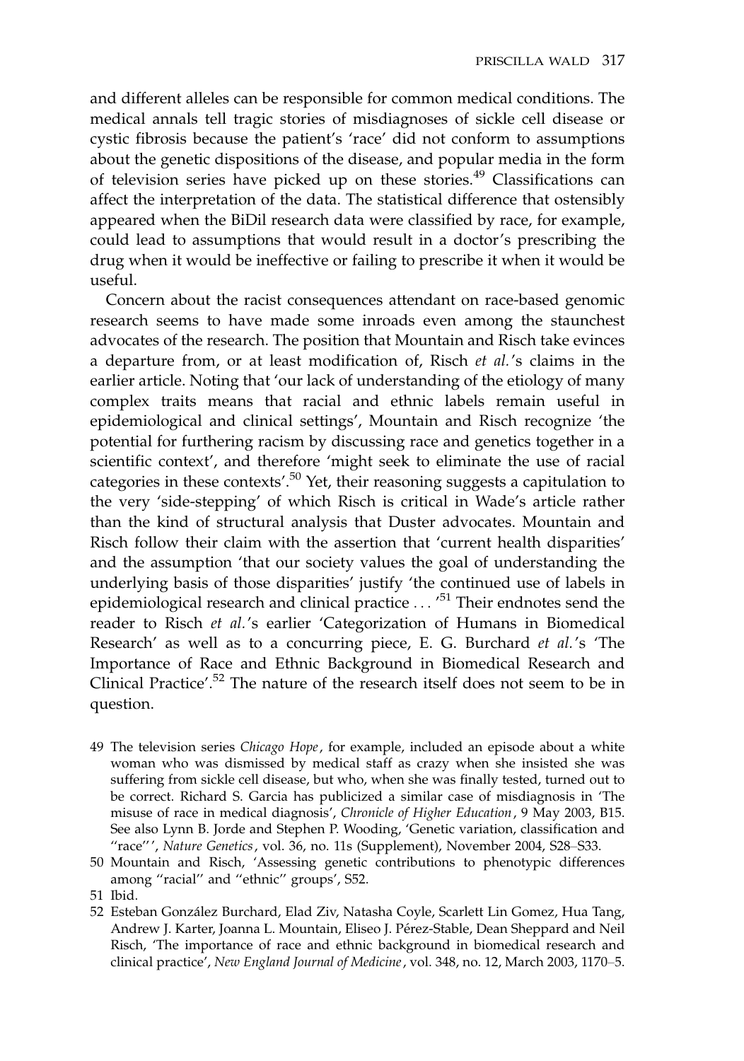and different alleles can be responsible for common medical conditions. The medical annals tell tragic stories of misdiagnoses of sickle cell disease or cystic fibrosis because the patient's 'race' did not conform to assumptions about the genetic dispositions of the disease, and popular media in the form of television series have picked up on these stories.[49] Classifications can affect the interpretation of the data. The statistical difference that ostensibly appeared when the BiDil research data were classified by race, for example, could lead to assumptions that would result in a doctor's prescribing the drug when it would be ineffective or failing to prescribe it when it would be useful.

Concern about the racist consequences attendant on race-based genomic research seems to have made some inroads even among the staunchest advocates of the research. The position that Mountain and Risch take evinces a departure from, or at least modification of, Risch *et al.*'s claims in the earlier article. Noting that 'our lack of understanding of the etiology of many complex traits means that racial and ethnic labels remain useful in epidemiological and clinical settings', Mountain and Risch recognize 'the potential for furthering racism by discussing race and genetics together in a scientific context', and therefore 'might seek to eliminate the use of racial categories in these contexts'.[50] Yet, their reasoning suggests a capitulation to the very 'side-stepping' of which Risch is critical in Wade's article rather than the kind of structural analysis that Duster advocates. Mountain and Risch follow their claim with the assertion that 'current health disparities' and the assumption 'that our society values the goal of understanding the underlying basis of those disparities' justify 'the continued use of labels in epidemiological research and clinical practice . . . '[51] Their endnotes send the reader to Risch *et al.*'s earlier 'Categorization of Humans in Biomedical Research' as well as to a concurring piece, E. G. Burchard *et al.*'s 'The Importance of Race and Ethnic Background in Biomedical Research and Clinical Practice'.[52] The nature of the research itself does not seem to be in question.

49 The television series *Chicago Hope*, for example, included an episode about a white woman who was dismissed by medical staff as crazy when she insisted she was suffering from sickle cell disease, but who, when she was finally tested, turned out to be correct. Richard S. Garcia has publicized a similar case of misdiagnosis in 'The misuse of race in medical diagnosis', *Chronicle of Higher Education*, 9 May 2003, B15. See also Lynn B. Jorde and Stephen P. Wooding, 'Genetic variation, classification and "race"', *Nature Genetics*, vol. 36, no. 11s (Supplement), November 2004, S28–S33.

50 Mountain and Risch, 'Assessing genetic contributions to phenotypic differences among "racial" and "ethnic" groups', S52.

51 Ibid.

52 Esteban González Burchard, Elad Ziv, Natasha Coyle, Scarlett Lin Gomez, Hua Tang, Andrew J. Karter, Joanna L. Mountain, Eliseo J. Pérez-Stable, Dean Sheppard and Neil Risch, 'The importance of race and ethnic background in biomedical research and clinical practice', *New England Journal of Medicine*, vol. 348, no. 12, March 2003, 1170–5.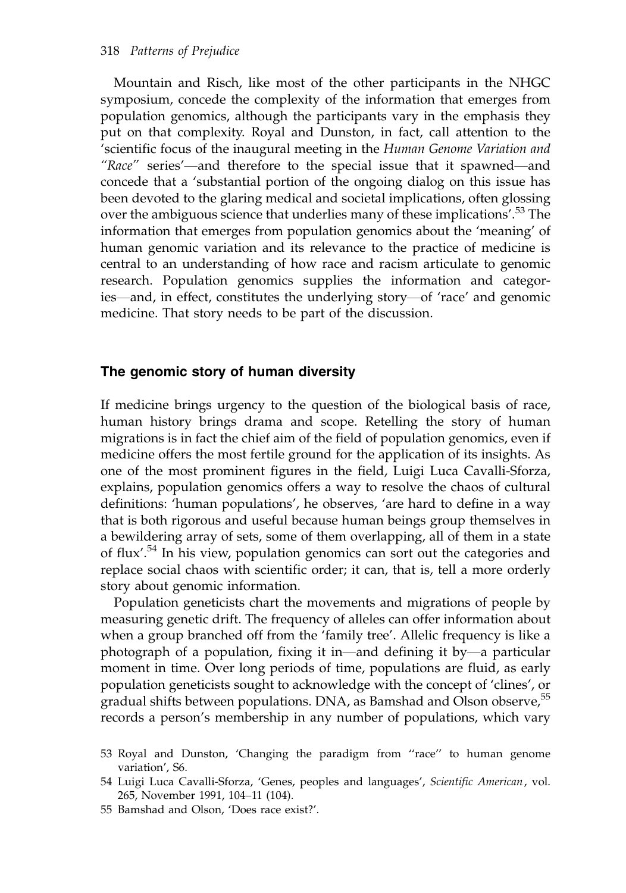Mountain and Risch, like most of the other participants in the NHGC symposium, concede the complexity of the information that emerges from population genomics, although the participants vary in the emphasis they put on that complexity. Royal and Dunston, in fact, call attention to the 'scientific focus of the inaugural meeting in the *Human Genome Variation and "Race"* series'—and therefore to the special issue that it spawned—and concede that a 'substantial portion of the ongoing dialog on this issue has been devoted to the glaring medical and societal implications, often glossing over the ambiguous science that underlies many of these implications'.[53] The information that emerges from population genomics about the 'meaning' of human genomic variation and its relevance to the practice of medicine is central to an understanding of how race and racism articulate to genomic research. Population genomics supplies the information and categories—and, in effect, constitutes the underlying story—of 'race' and genomic medicine. That story needs to be part of the discussion.

## The genomic story of human diversity

If medicine brings urgency to the question of the biological basis of race, human history brings drama and scope. Retelling the story of human migrations is in fact the chief aim of the field of population genomics, even if medicine offers the most fertile ground for the application of its insights. As one of the most prominent figures in the field, Luigi Luca Cavalli-Sforza, explains, population genomics offers a way to resolve the chaos of cultural definitions: 'human populations', he observes, 'are hard to define in a way that is both rigorous and useful because human beings group themselves in a bewildering array of sets, some of them overlapping, all of them in a state of flux'.[54] In his view, population genomics can sort out the categories and replace social chaos with scientific order; it can, that is, tell a more orderly story about genomic information.

Population geneticists chart the movements and migrations of people by measuring genetic drift. The frequency of alleles can offer information about when a group branched off from the 'family tree'. Allelic frequency is like a photograph of a population, fixing it in—and defining it by—a particular moment in time. Over long periods of time, populations are fluid, as early population geneticists sought to acknowledge with the concept of 'clines', or gradual shifts between populations. DNA, as Bamshad and Olson observe,[55] records a person's membership in any number of populations, which vary

53 Royal and Dunston, 'Changing the paradigm from "race" to human genome variation', S6.

54 Luigi Luca Cavalli-Sforza, 'Genes, peoples and languages', *Scientific American*, vol. 265, November 1991, 104–11 (104).

55 Bamshad and Olson, 'Does race exist?'.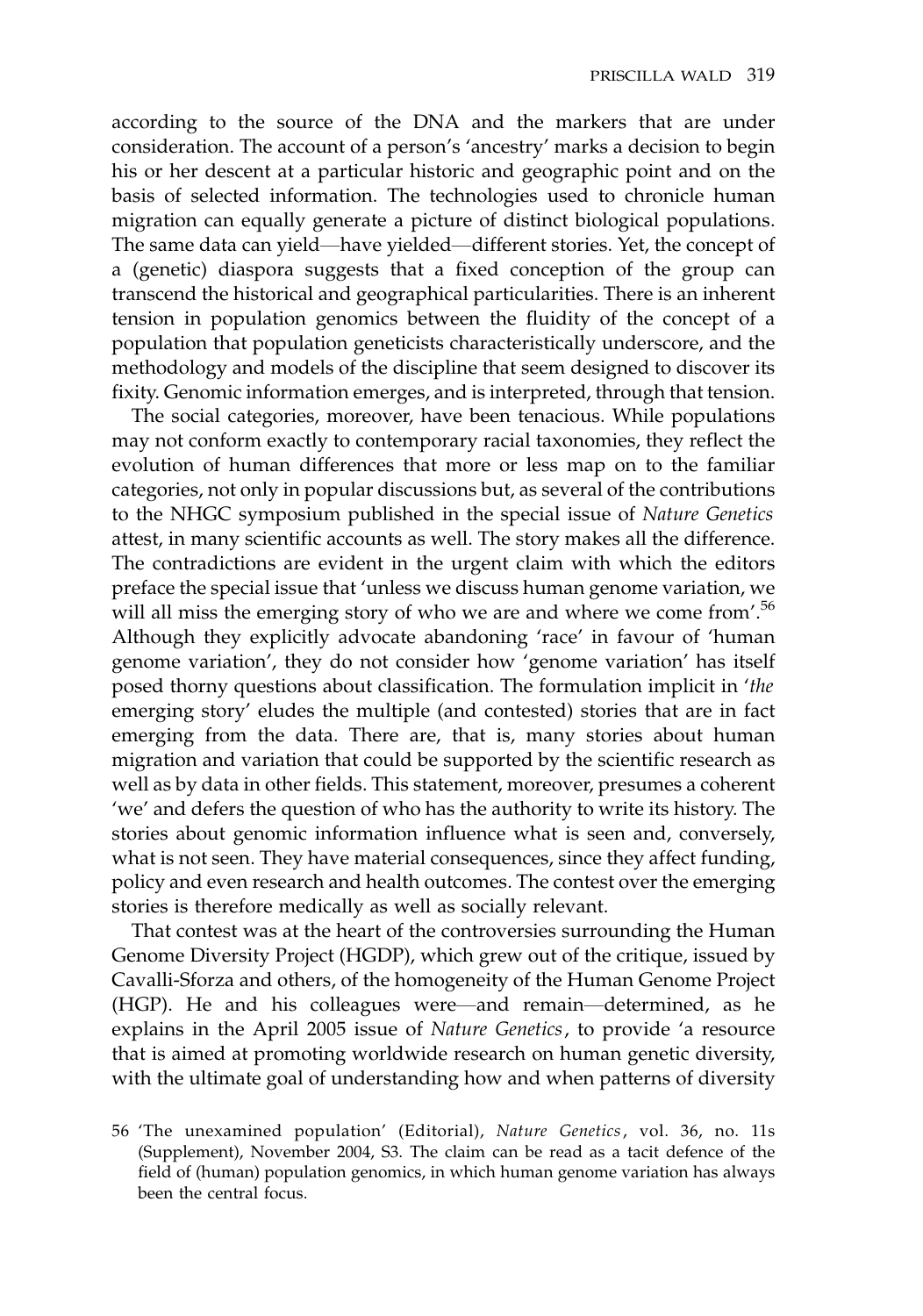according to the source of the DNA and the markers that are under consideration. The account of a person's 'ancestry' marks a decision to begin his or her descent at a particular historic and geographic point and on the basis of selected information. The technologies used to chronicle human migration can equally generate a picture of distinct biological populations. The same data can yield—have yielded—different stories. Yet, the concept of a (genetic) diaspora suggests that a fixed conception of the group can transcend the historical and geographical particularities. There is an inherent tension in population genomics between the fluidity of the concept of a population that population geneticists characteristically underscore, and the methodology and models of the discipline that seem designed to discover its fixity. Genomic information emerges, and is interpreted, through that tension.

The social categories, moreover, have been tenacious. While populations may not conform exactly to contemporary racial taxonomies, they reflect the evolution of human differences that more or less map on to the familiar categories, not only in popular discussions but, as several of the contributions to the NHGC symposium published in the special issue of *Nature Genetics* attest, in many scientific accounts as well. The story makes all the difference. The contradictions are evident in the urgent claim with which the editors preface the special issue that 'unless we discuss human genome variation, we will all miss the emerging story of who we are and where we come from'.[56] Although they explicitly advocate abandoning 'race' in favour of 'human genome variation', they do not consider how 'genome variation' has itself posed thorny questions about classification. The formulation implicit in '*the* emerging story' eludes the multiple (and contested) stories that are in fact emerging from the data. There are, that is, many stories about human migration and variation that could be supported by the scientific research as well as by data in other fields. This statement, moreover, presumes a coherent 'we' and defers the question of who has the authority to write its history. The stories about genomic information influence what is seen and, conversely, what is not seen. They have material consequences, since they affect funding, policy and even research and health outcomes. The contest over the emerging stories is therefore medically as well as socially relevant.

That contest was at the heart of the controversies surrounding the Human Genome Diversity Project (HGDP), which grew out of the critique, issued by Cavalli-Sforza and others, of the homogeneity of the Human Genome Project (HGP). He and his colleagues were—and remain—determined, as he explains in the April 2005 issue of *Nature Genetics*, to provide 'a resource that is aimed at promoting worldwide research on human genetic diversity, with the ultimate goal of understanding how and when patterns of diversity

56 'The unexamined population' (Editorial), *Nature Genetics*, vol. 36, no. 11s (Supplement), November 2004, S3. The claim can be read as a tacit defence of the field of (human) population genomics, in which human genome variation has always been the central focus.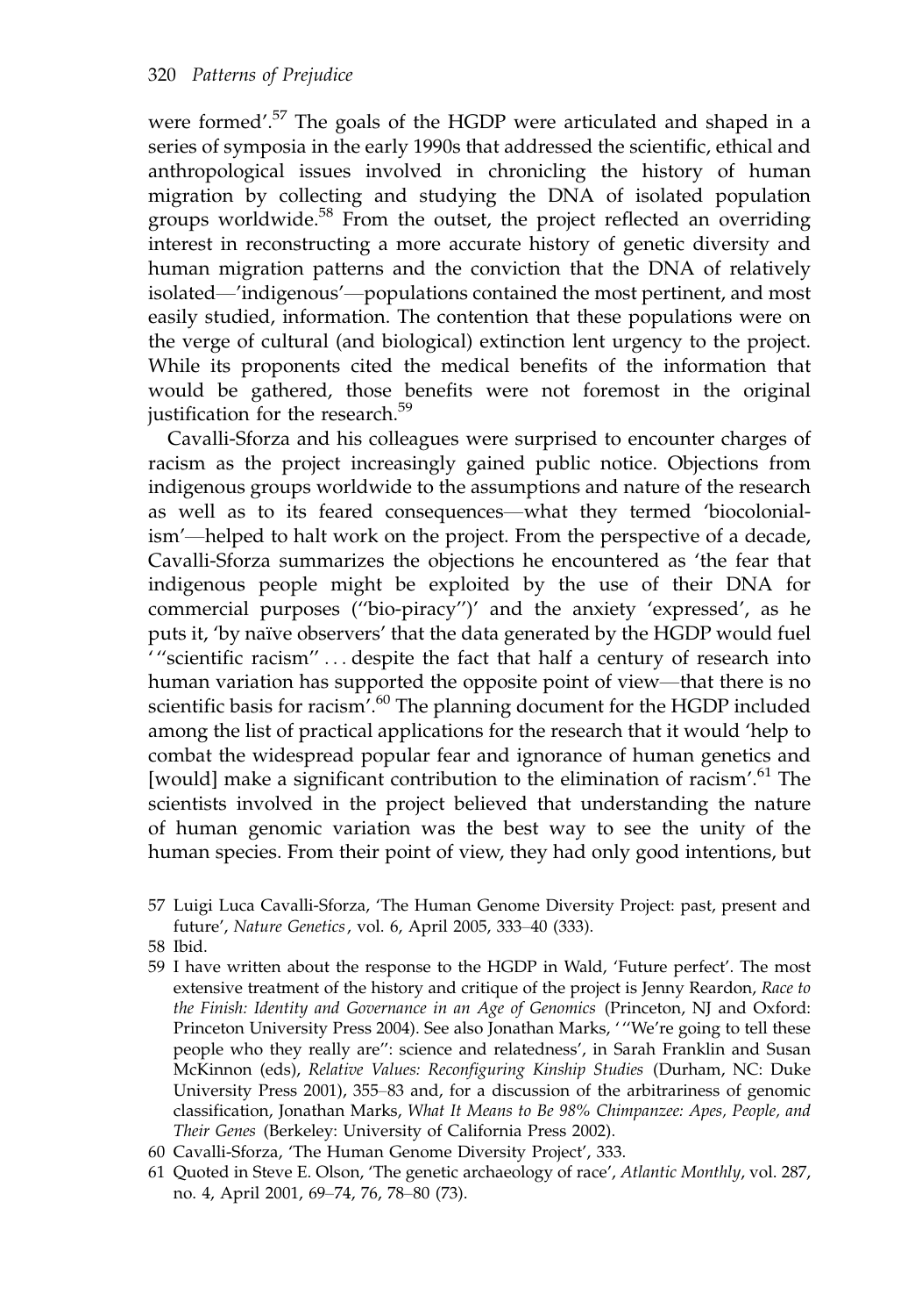were formed'.[57] The goals of the HGDP were articulated and shaped in a series of symposia in the early 1990s that addressed the scientific, ethical and anthropological issues involved in chronicling the history of human migration by collecting and studying the DNA of isolated population groups worldwide.[58] From the outset, the project reflected an overriding interest in reconstructing a more accurate history of genetic diversity and human migration patterns and the conviction that the DNA of relatively isolated—'indigenous'—populations contained the most pertinent, and most easily studied, information. The contention that these populations were on the verge of cultural (and biological) extinction lent urgency to the project. While its proponents cited the medical benefits of the information that would be gathered, those benefits were not foremost in the original justification for the research.[59]

Cavalli-Sforza and his colleagues were surprised to encounter charges of racism as the project increasingly gained public notice. Objections from indigenous groups worldwide to the assumptions and nature of the research as well as to its feared consequences—what they termed 'biocolonialism'—helped to halt work on the project. From the perspective of a decade, Cavalli-Sforza summarizes the objections he encountered as 'the fear that indigenous people might be exploited by the use of their DNA for commercial purposes ("bio-piracy")' and the anxiety 'expressed', as he puts it, 'by naïve observers' that the data generated by the HGDP would fuel '"scientific racism" ... despite the fact that half a century of research into human variation has supported the opposite point of view—that there is no scientific basis for racism'.[60] The planning document for the HGDP included among the list of practical applications for the research that it would 'help to combat the widespread popular fear and ignorance of human genetics and [would] make a significant contribution to the elimination of racism'.[61] The scientists involved in the project believed that understanding the nature of human genomic variation was the best way to see the unity of the human species. From their point of view, they had only good intentions, but

57 Luigi Luca Cavalli-Sforza, 'The Human Genome Diversity Project: past, present and future', *Nature Genetics*, vol. 6, April 2005, 333–40 (333).

58 Ibid.

59 I have written about the response to the HGDP in Wald, 'Future perfect'. The most extensive treatment of the history and critique of the project is Jenny Reardon, *Race to the Finish: Identity and Governance in an Age of Genomics* (Princeton, NJ and Oxford: Princeton University Press 2004). See also Jonathan Marks, '"We're going to tell these people who they really are": science and relatedness', in Sarah Franklin and Susan McKinnon (eds), *Relative Values: Reconfiguring Kinship Studies* (Durham, NC: Duke University Press 2001), 355–83 and, for a discussion of the arbitrariness of genomic classification, Jonathan Marks, *What It Means to Be 98% Chimpanzee: Apes, People, and Their Genes* (Berkeley: University of California Press 2002).

60 Cavalli-Sforza, 'The Human Genome Diversity Project', 333.

61 Quoted in Steve E. Olson, 'The genetic archaeology of race', *Atlantic Monthly*, vol. 287, no. 4, April 2001, 69–74, 76, 78–80 (73).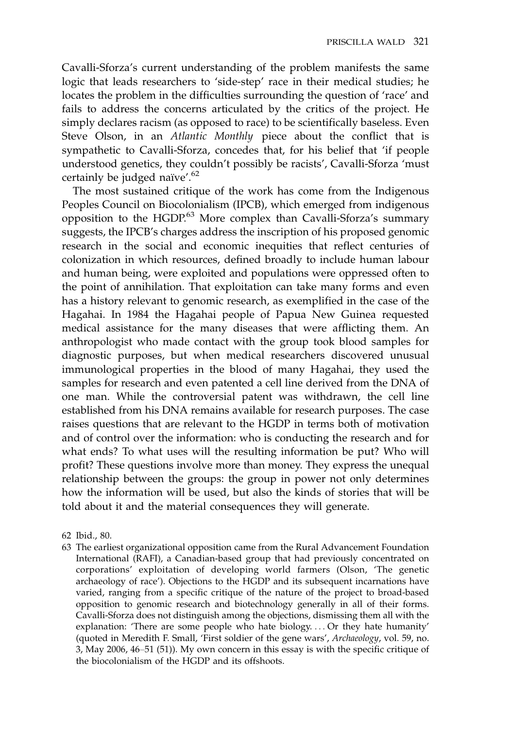Cavalli-Sforza's current understanding of the problem manifests the same logic that leads researchers to 'side-step' race in their medical studies; he locates the problem in the difficulties surrounding the question of 'race' and fails to address the concerns articulated by the critics of the project. He simply declares racism (as opposed to race) to be scientifically baseless. Even Steve Olson, in an *Atlantic Monthly* piece about the conflict that is sympathetic to Cavalli-Sforza, concedes that, for his belief that 'if people understood genetics, they couldn't possibly be racists', Cavalli-Sforza 'must certainly be judged naïve'.[62]

The most sustained critique of the work has come from the Indigenous Peoples Council on Biocolonialism (IPCB), which emerged from indigenous opposition to the HGDP.[63] More complex than Cavalli-Sforza's summary suggests, the IPCB's charges address the inscription of his proposed genomic research in the social and economic inequities that reflect centuries of colonization in which resources, defined broadly to include human labour and human being, were exploited and populations were oppressed often to the point of annihilation. That exploitation can take many forms and even has a history relevant to genomic research, as exemplified in the case of the Hagahai. In 1984 the Hagahai people of Papua New Guinea requested medical assistance for the many diseases that were afflicting them. An anthropologist who made contact with the group took blood samples for diagnostic purposes, but when medical researchers discovered unusual immunological properties in the blood of many Hagahai, they used the samples for research and even patented a cell line derived from the DNA of one man. While the controversial patent was withdrawn, the cell line established from his DNA remains available for research purposes. The case raises questions that are relevant to the HGDP in terms both of motivation and of control over the information: who is conducting the research and for what ends? To what uses will the resulting information be put? Who will profit? These questions involve more than money. They express the unequal relationship between the groups: the group in power not only determines how the information will be used, but also the kinds of stories that will be told about it and the material consequences they will generate.

62 Ibid., 80.

63 The earliest organizational opposition came from the Rural Advancement Foundation International (RAFI), a Canadian-based group that had previously concentrated on corporations' exploitation of developing world farmers (Olson, 'The genetic archaeology of race'). Objections to the HGDP and its subsequent incarnations have varied, ranging from a specific critique of the nature of the project to broad-based opposition to genomic research and biotechnology generally in all of their forms. Cavalli-Sforza does not distinguish among the objections, dismissing them all with the explanation: 'There are some people who hate biology. . . . Or they hate humanity' (quoted in Meredith F. Small, 'First soldier of the gene wars', *Archaeology*, vol. 59, no. 3, May 2006, 46–51 (51)). My own concern in this essay is with the specific critique of the biocolonialism of the HGDP and its offshoots.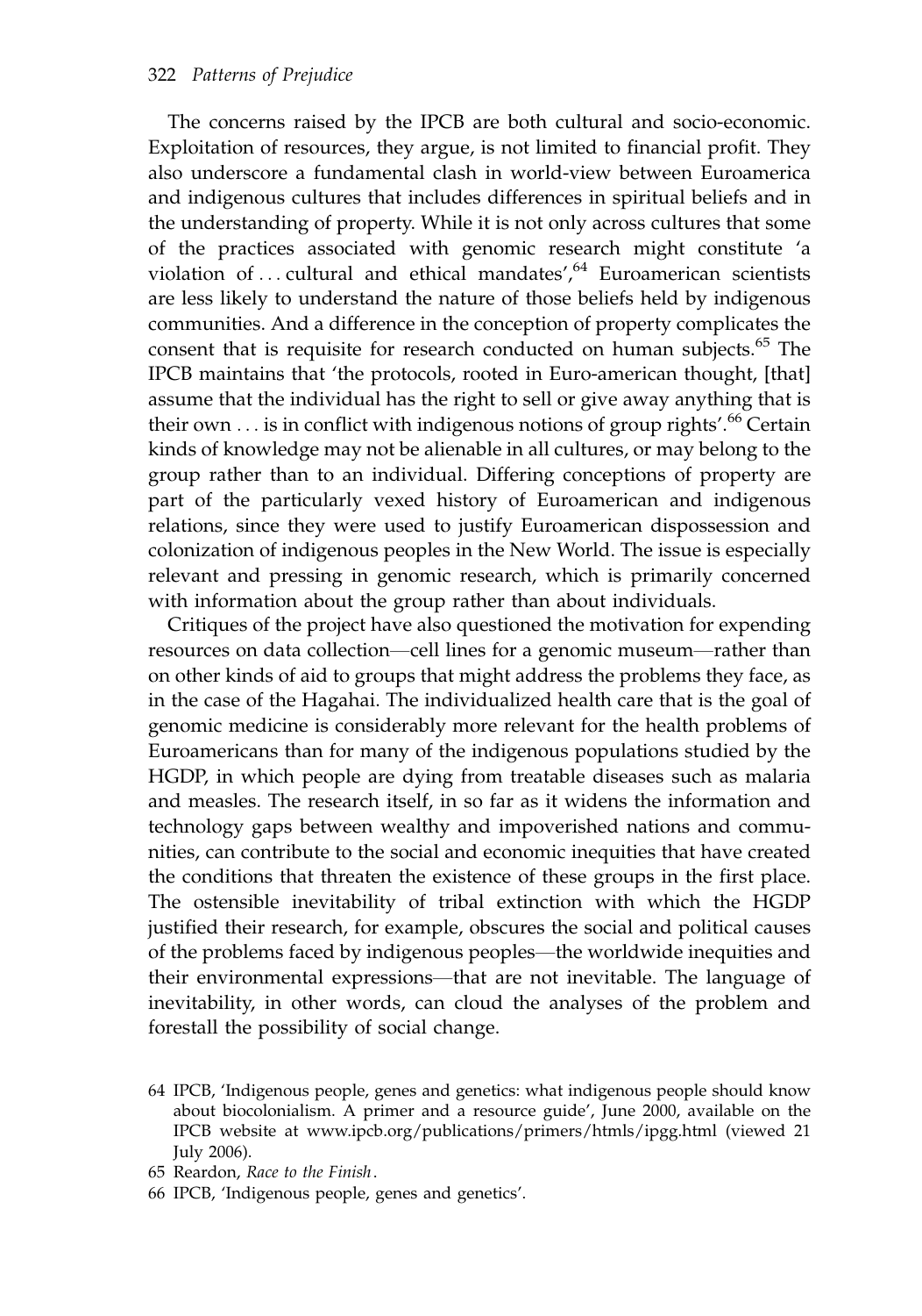The concerns raised by the IPCB are both cultural and socio-economic. Exploitation of resources, they argue, is not limited to financial profit. They also underscore a fundamental clash in world-view between Euroamerica and indigenous cultures that includes differences in spiritual beliefs and in the understanding of property. While it is not only across cultures that some of the practices associated with genomic research might constitute 'a violation of . . . cultural and ethical mandates',[64] Euroamerican scientists are less likely to understand the nature of those beliefs held by indigenous communities. And a difference in the conception of property complicates the consent that is requisite for research conducted on human subjects.[65] The IPCB maintains that 'the protocols, rooted in Euro-american thought, [that] assume that the individual has the right to sell or give away anything that is their own . . . is in conflict with indigenous notions of group rights'.[66] Certain kinds of knowledge may not be alienable in all cultures, or may belong to the group rather than to an individual. Differing conceptions of property are part of the particularly vexed history of Euroamerican and indigenous relations, since they were used to justify Euroamerican dispossession and colonization of indigenous peoples in the New World. The issue is especially relevant and pressing in genomic research, which is primarily concerned with information about the group rather than about individuals.

Critiques of the project have also questioned the motivation for expending resources on data collection—cell lines for a genomic museum—rather than on other kinds of aid to groups that might address the problems they face, as in the case of the Hagahai. The individualized health care that is the goal of genomic medicine is considerably more relevant for the health problems of Euroamericans than for many of the indigenous populations studied by the HGDP, in which people are dying from treatable diseases such as malaria and measles. The research itself, in so far as it widens the information and technology gaps between wealthy and impoverished nations and communities, can contribute to the social and economic inequities that have created the conditions that threaten the existence of these groups in the first place. The ostensible inevitability of tribal extinction with which the HGDP justified their research, for example, obscures the social and political causes of the problems faced by indigenous peoples—the worldwide inequities and their environmental expressions—that are not inevitable. The language of inevitability, in other words, can cloud the analyses of the problem and forestall the possibility of social change.

64 IPCB, 'Indigenous people, genes and genetics: what indigenous people should know about biocolonialism. A primer and a resource guide', June 2000, available on the IPCB website at www.ipcb.org/publications/primers/htmls/ipgg.html (viewed 21 July 2006).

65 Reardon, *Race to the Finish*.

66 IPCB, 'Indigenous people, genes and genetics'.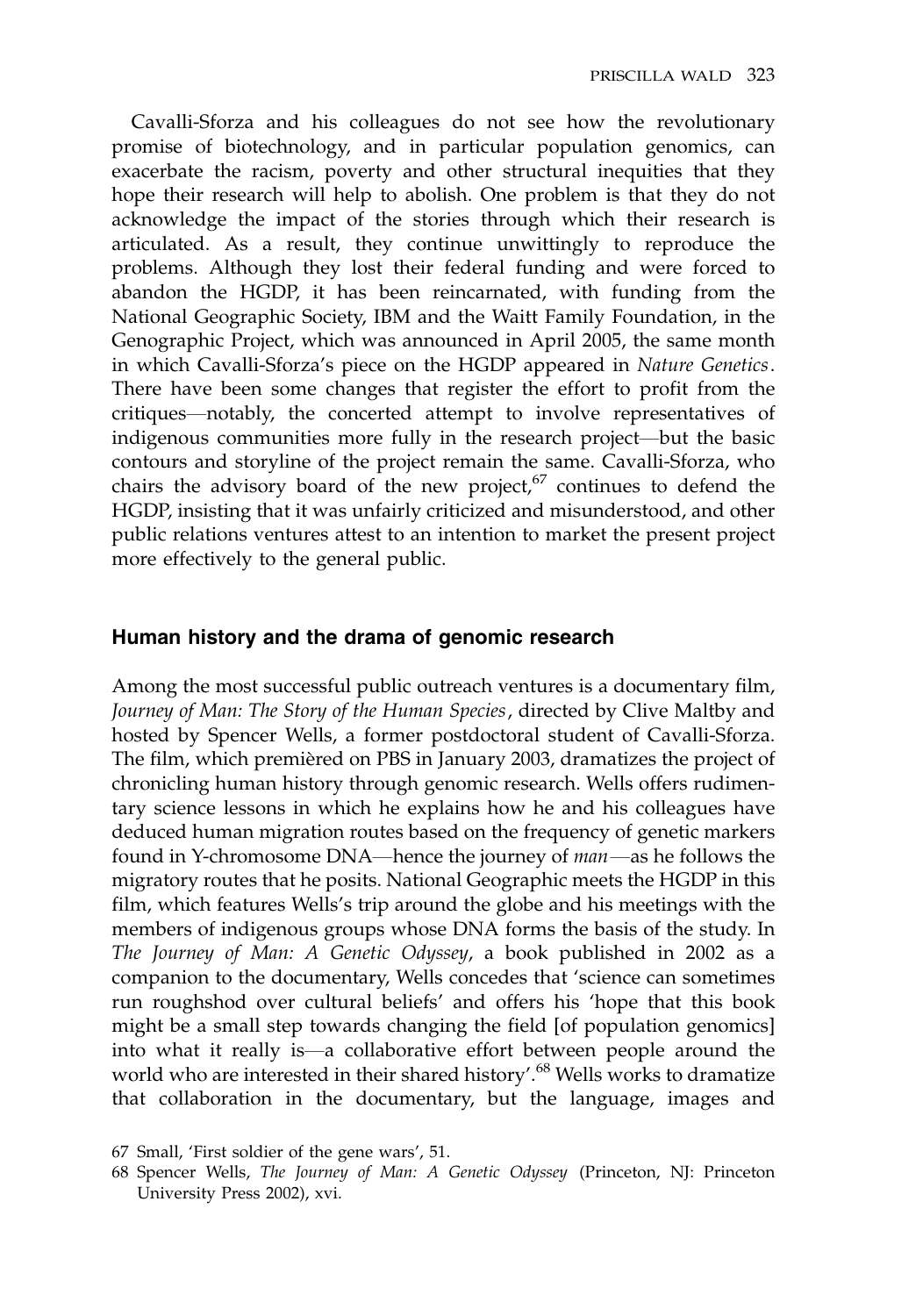Cavalli-Sforza and his colleagues do not see how the revolutionary promise of biotechnology, and in particular population genomics, can exacerbate the racism, poverty and other structural inequities that they hope their research will help to abolish. One problem is that they do not acknowledge the impact of the stories through which their research is articulated. As a result, they continue unwittingly to reproduce the problems. Although they lost their federal funding and were forced to abandon the HGDP, it has been reincarnated, with funding from the National Geographic Society, IBM and the Waitt Family Foundation, in the Genographic Project, which was announced in April 2005, the same month in which Cavalli-Sforza's piece on the HGDP appeared in *Nature Genetics*. There have been some changes that register the effort to profit from the critiques—notably, the concerted attempt to involve representatives of indigenous communities more fully in the research project—but the basic contours and storyline of the project remain the same. Cavalli-Sforza, who chairs the advisory board of the new project,[67] continues to defend the HGDP, insisting that it was unfairly criticized and misunderstood, and other public relations ventures attest to an intention to market the present project more effectively to the general public.

## Human history and the drama of genomic research

Among the most successful public outreach ventures is a documentary film, *Journey of Man: The Story of the Human Species*, directed by Clive Maltby and hosted by Spencer Wells, a former postdoctoral student of Cavalli-Sforza. The film, which premièred on PBS in January 2003, dramatizes the project of chronicling human history through genomic research. Wells offers rudimentary science lessons in which he explains how he and his colleagues have deduced human migration routes based on the frequency of genetic markers found in Y-chromosome DNA—hence the journey of *man*—as he follows the migratory routes that he posits. National Geographic meets the HGDP in this film, which features Wells's trip around the globe and his meetings with the members of indigenous groups whose DNA forms the basis of the study. In *The Journey of Man: A Genetic Odyssey*, a book published in 2002 as a companion to the documentary, Wells concedes that 'science can sometimes run roughshod over cultural beliefs' and offers his 'hope that this book might be a small step towards changing the field [of population genomics] into what it really is—a collaborative effort between people around the world who are interested in their shared history'.[68] Wells works to dramatize that collaboration in the documentary, but the language, images and

67 Small, 'First soldier of the gene wars', 51.

68 Spencer Wells, *The Journey of Man: A Genetic Odyssey* (Princeton, NJ: Princeton University Press 2002), xvi.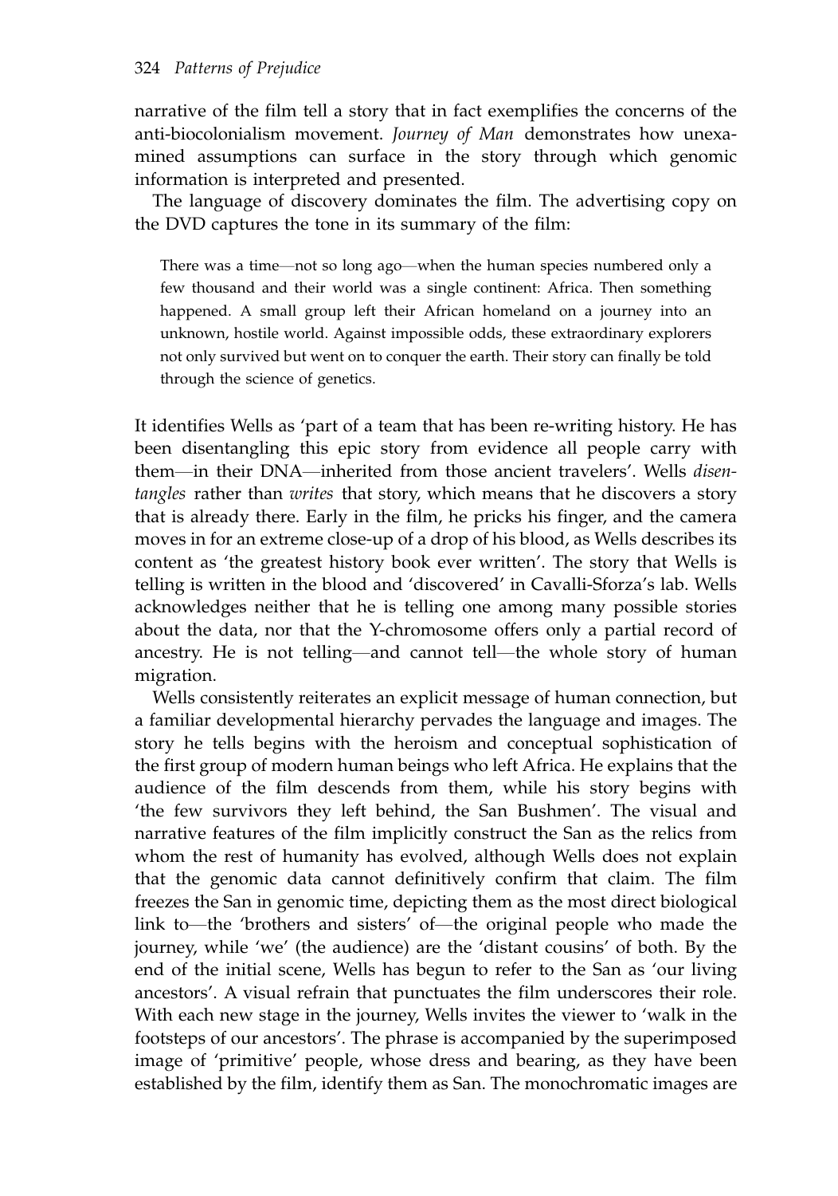narrative of the film tell a story that in fact exemplifies the concerns of the anti-biocolonialism movement. *Journey of Man* demonstrates how unexamined assumptions can surface in the story through which genomic information is interpreted and presented.

The language of discovery dominates the film. The advertising copy on the DVD captures the tone in its summary of the film:

> There was a time—not so long ago—when the human species numbered only a few thousand and their world was a single continent: Africa. Then something happened. A small group left their African homeland on a journey into an unknown, hostile world. Against impossible odds, these extraordinary explorers not only survived but went on to conquer the earth. Their story can finally be told through the science of genetics.

It identifies Wells as 'part of a team that has been re-writing history. He has been disentangling this epic story from evidence all people carry with them—in their DNA—inherited from those ancient travelers'. Wells *disentangles* rather than *writes* that story, which means that he discovers a story that is already there. Early in the film, he pricks his finger, and the camera moves in for an extreme close-up of a drop of his blood, as Wells describes its content as 'the greatest history book ever written'. The story that Wells is telling is written in the blood and 'discovered' in Cavalli-Sforza's lab. Wells acknowledges neither that he is telling one among many possible stories about the data, nor that the Y-chromosome offers only a partial record of ancestry. He is not telling—and cannot tell—the whole story of human migration.

Wells consistently reiterates an explicit message of human connection, but a familiar developmental hierarchy pervades the language and images. The story he tells begins with the heroism and conceptual sophistication of the first group of modern human beings who left Africa. He explains that the audience of the film descends from them, while his story begins with 'the few survivors they left behind, the San Bushmen'. The visual and narrative features of the film implicitly construct the San as the relics from whom the rest of humanity has evolved, although Wells does not explain that the genomic data cannot definitively confirm that claim. The film freezes the San in genomic time, depicting them as the most direct biological link to—the 'brothers and sisters' of—the original people who made the journey, while 'we' (the audience) are the 'distant cousins' of both. By the end of the initial scene, Wells has begun to refer to the San as 'our living ancestors'. A visual refrain that punctuates the film underscores their role. With each new stage in the journey, Wells invites the viewer to 'walk in the footsteps of our ancestors'. The phrase is accompanied by the superimposed image of 'primitive' people, whose dress and bearing, as they have been established by the film, identify them as San. The monochromatic images are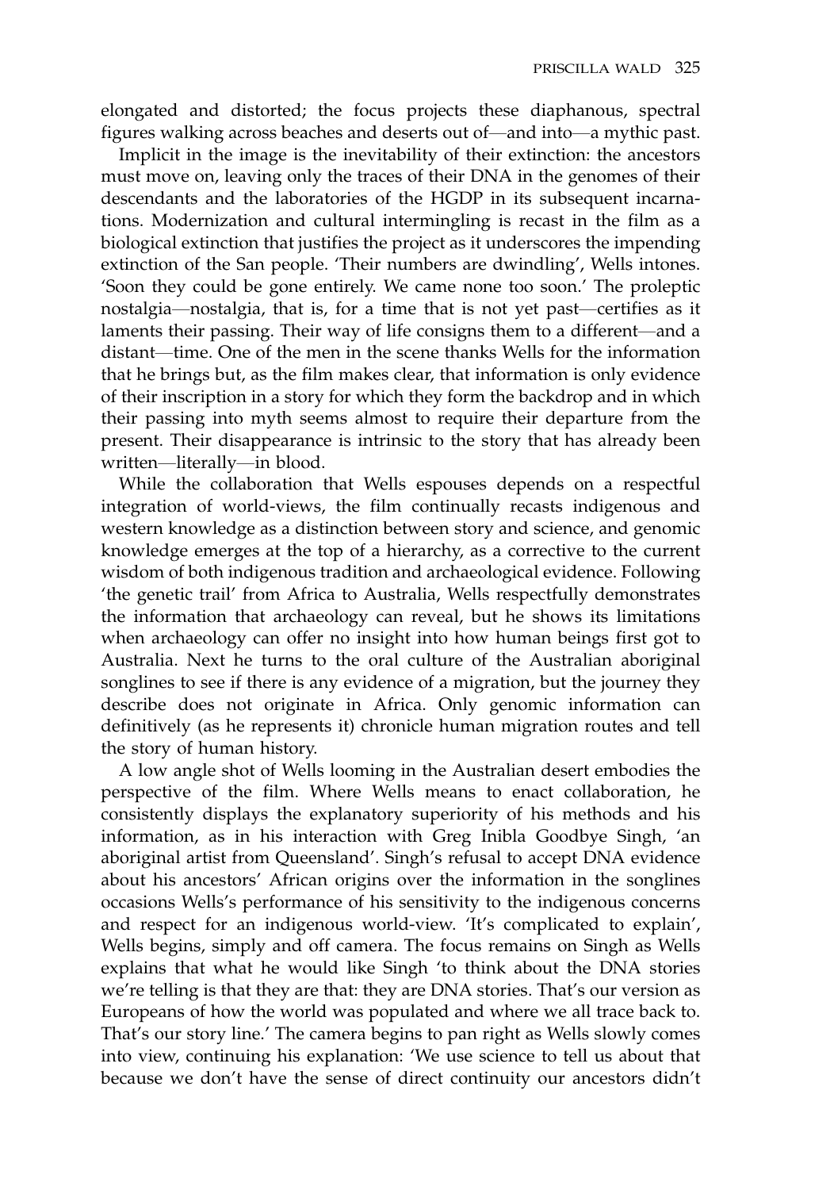elongated and distorted; the focus projects these diaphanous, spectral figures walking across beaches and deserts out of—and into—a mythic past.

Implicit in the image is the inevitability of their extinction: the ancestors must move on, leaving only the traces of their DNA in the genomes of their descendants and the laboratories of the HGDP in its subsequent incarnations. Modernization and cultural intermingling is recast in the film as a biological extinction that justifies the project as it underscores the impending extinction of the San people. 'Their numbers are dwindling', Wells intones. 'Soon they could be gone entirely. We came none too soon.' The proleptic nostalgia—nostalgia, that is, for a time that is not yet past—certifies as it laments their passing. Their way of life consigns them to a different—and a distant—time. One of the men in the scene thanks Wells for the information that he brings but, as the film makes clear, that information is only evidence of their inscription in a story for which they form the backdrop and in which their passing into myth seems almost to require their departure from the present. Their disappearance is intrinsic to the story that has already been written—literally—in blood.

While the collaboration that Wells espouses depends on a respectful integration of world-views, the film continually recasts indigenous and western knowledge as a distinction between story and science, and genomic knowledge emerges at the top of a hierarchy, as a corrective to the current wisdom of both indigenous tradition and archaeological evidence. Following 'the genetic trail' from Africa to Australia, Wells respectfully demonstrates the information that archaeology can reveal, but he shows its limitations when archaeology can offer no insight into how human beings first got to Australia. Next he turns to the oral culture of the Australian aboriginal songlines to see if there is any evidence of a migration, but the journey they describe does not originate in Africa. Only genomic information can definitively (as he represents it) chronicle human migration routes and tell the story of human history.

A low angle shot of Wells looming in the Australian desert embodies the perspective of the film. Where Wells means to enact collaboration, he consistently displays the explanatory superiority of his methods and his information, as in his interaction with Greg Inibla Goodbye Singh, 'an aboriginal artist from Queensland'. Singh's refusal to accept DNA evidence about his ancestors' African origins over the information in the songlines occasions Wells's performance of his sensitivity to the indigenous concerns and respect for an indigenous world-view. 'It's complicated to explain', Wells begins, simply and off camera. The focus remains on Singh as Wells explains that what he would like Singh 'to think about the DNA stories we're telling is that they are that: they are DNA stories. That's our version as Europeans of how the world was populated and where we all trace back to. That's our story line.' The camera begins to pan right as Wells slowly comes into view, continuing his explanation: 'We use science to tell us about that because we don't have the sense of direct continuity our ancestors didn't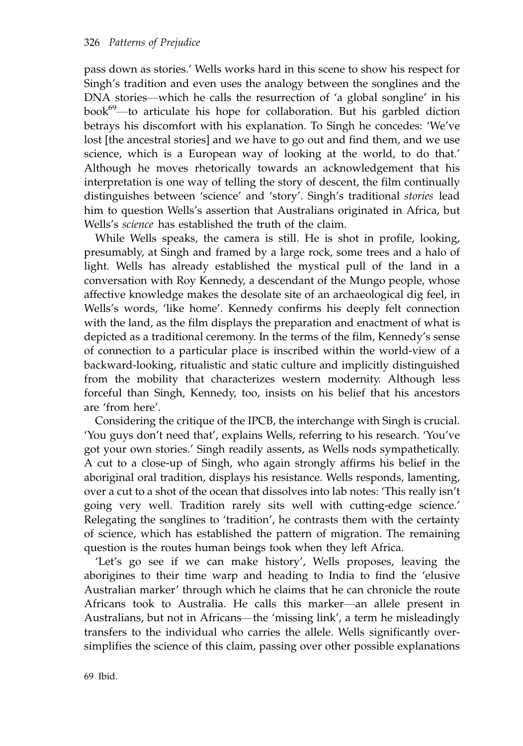pass down as stories.' Wells works hard in this scene to show his respect for Singh's tradition and even uses the analogy between the songlines and the DNA stories—which he calls the resurrection of 'a global songline' in his book[69]—to articulate his hope for collaboration. But his garbled diction betrays his discomfort with his explanation. To Singh he concedes: 'We've lost [the ancestral stories] and we have to go out and find them, and we use science, which is a European way of looking at the world, to do that.' Although he moves rhetorically towards an acknowledgement that his interpretation is one way of telling the story of descent, the film continually distinguishes between 'science' and 'story'. Singh's traditional *stories* lead him to question Wells's assertion that Australians originated in Africa, but Wells's *science* has established the truth of the claim.

While Wells speaks, the camera is still. He is shot in profile, looking, presumably, at Singh and framed by a large rock, some trees and a halo of light. Wells has already established the mystical pull of the land in a conversation with Roy Kennedy, a descendant of the Mungo people, whose affective knowledge makes the desolate site of an archaeological dig feel, in Wells's words, 'like home'. Kennedy confirms his deeply felt connection with the land, as the film displays the preparation and enactment of what is depicted as a traditional ceremony. In the terms of the film, Kennedy's sense of connection to a particular place is inscribed within the world-view of a backward-looking, ritualistic and static culture and implicitly distinguished from the mobility that characterizes western modernity. Although less forceful than Singh, Kennedy, too, insists on his belief that his ancestors are 'from here'.

Considering the critique of the IPCB, the interchange with Singh is crucial. 'You guys don't need that', explains Wells, referring to his research. 'You've got your own stories.' Singh readily assents, as Wells nods sympathetically. A cut to a close-up of Singh, who again strongly affirms his belief in the aboriginal oral tradition, displays his resistance. Wells responds, lamenting, over a cut to a shot of the ocean that dissolves into lab notes: 'This really isn't going very well. Tradition rarely sits well with cutting-edge science.' Relegating the songlines to 'tradition', he contrasts them with the certainty of science, which has established the pattern of migration. The remaining question is the routes human beings took when they left Africa.

'Let's go see if we can make history', Wells proposes, leaving the aborigines to their time warp and heading to India to find the 'elusive Australian marker' through which he claims that he can chronicle the route Africans took to Australia. He calls this marker—an allele present in Australians, but not in Africans—the 'missing link', a term he misleadingly transfers to the individual who carries the allele. Wells significantly oversimplifies the science of this claim, passing over other possible explanations

69 Ibid.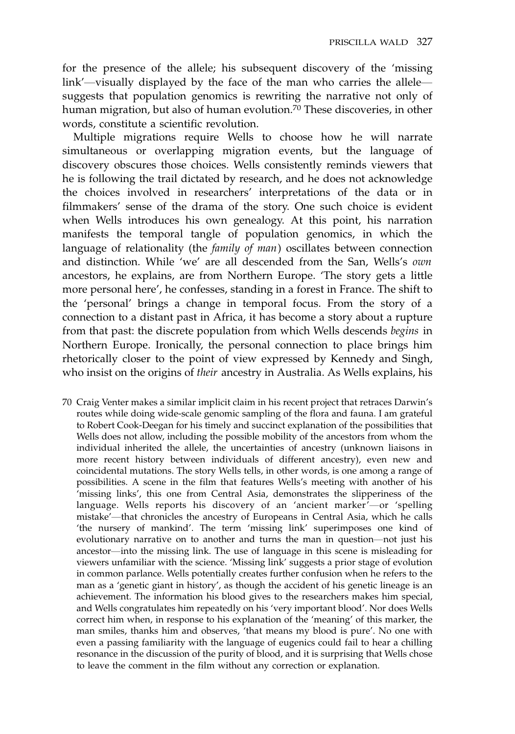for the presence of the allele; his subsequent discovery of the 'missing link'—visually displayed by the face of the man who carries the allele—suggests that population genomics is rewriting the narrative not only of human migration, but also of human evolution.[70] These discoveries, in other words, constitute a scientific revolution.

Multiple migrations require Wells to choose how he will narrate simultaneous or overlapping migration events, but the language of discovery obscures those choices. Wells consistently reminds viewers that he is following the trail dictated by research, and he does not acknowledge the choices involved in researchers' interpretations of the data or in filmmakers' sense of the drama of the story. One such choice is evident when Wells introduces his own genealogy. At this point, his narration manifests the temporal tangle of population genomics, in which the language of relationality (the *family of man*) oscillates between connection and distinction. While 'we' are all descended from the San, Wells's *own* ancestors, he explains, are from Northern Europe. 'The story gets a little more personal here', he confesses, standing in a forest in France. The shift to the 'personal' brings a change in temporal focus. From the story of a connection to a distant past in Africa, it has become a story about a rupture from that past: the discrete population from which Wells descends *begins* in Northern Europe. Ironically, the personal connection to place brings him rhetorically closer to the point of view expressed by Kennedy and Singh, who insist on the origins of *their* ancestry in Australia. As Wells explains, his

70 Craig Venter makes a similar implicit claim in his recent project that retraces Darwin's routes while doing wide-scale genomic sampling of the flora and fauna. I am grateful to Robert Cook-Deegan for his timely and succinct explanation of the possibilities that Wells does not allow, including the possible mobility of the ancestors from whom the individual inherited the allele, the uncertainties of ancestry (unknown liaisons in more recent history between individuals of different ancestry), even new and coincidental mutations. The story Wells tells, in other words, is one among a range of possibilities. A scene in the film that features Wells's meeting with another of his 'missing links', this one from Central Asia, demonstrates the slipperiness of the language. Wells reports his discovery of an 'ancient marker'—or 'spelling mistake'—that chronicles the ancestry of Europeans in Central Asia, which he calls 'the nursery of mankind'. The term 'missing link' superimposes one kind of evolutionary narrative on to another and turns the man in question—not just his ancestor—into the missing link. The use of language in this scene is misleading for viewers unfamiliar with the science. 'Missing link' suggests a prior stage of evolution in common parlance. Wells potentially creates further confusion when he refers to the man as a 'genetic giant in history', as though the accident of his genetic lineage is an achievement. The information his blood gives to the researchers makes him special, and Wells congratulates him repeatedly on his 'very important blood'. Nor does Wells correct him when, in response to his explanation of the 'meaning' of this marker, the man smiles, thanks him and observes, 'that means my blood is pure'. No one with even a passing familiarity with the language of eugenics could fail to hear a chilling resonance in the discussion of the purity of blood, and it is surprising that Wells chose to leave the comment in the film without any correction or explanation.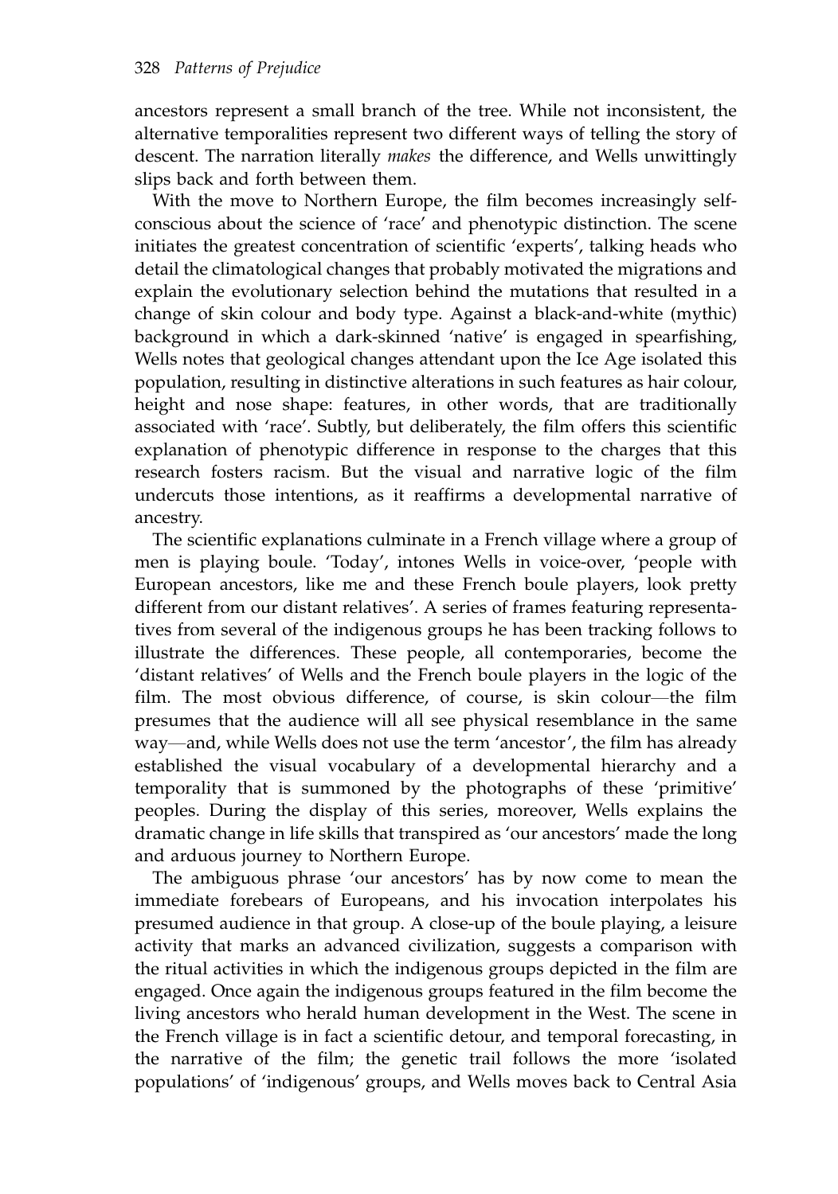ancestors represent a small branch of the tree. While not inconsistent, the alternative temporalities represent two different ways of telling the story of descent. The narration literally *makes* the difference, and Wells unwittingly slips back and forth between them.

With the move to Northern Europe, the film becomes increasingly self-conscious about the science of 'race' and phenotypic distinction. The scene initiates the greatest concentration of scientific 'experts', talking heads who detail the climatological changes that probably motivated the migrations and explain the evolutionary selection behind the mutations that resulted in a change of skin colour and body type. Against a black-and-white (mythic) background in which a dark-skinned 'native' is engaged in spearfishing, Wells notes that geological changes attendant upon the Ice Age isolated this population, resulting in distinctive alterations in such features as hair colour, height and nose shape: features, in other words, that are traditionally associated with 'race'. Subtly, but deliberately, the film offers this scientific explanation of phenotypic difference in response to the charges that this research fosters racism. But the visual and narrative logic of the film undercuts those intentions, as it reaffirms a developmental narrative of ancestry.

The scientific explanations culminate in a French village where a group of men is playing boule. 'Today', intones Wells in voice-over, 'people with European ancestors, like me and these French boule players, look pretty different from our distant relatives'. A series of frames featuring representatives from several of the indigenous groups he has been tracking follows to illustrate the differences. These people, all contemporaries, become the 'distant relatives' of Wells and the French boule players in the logic of the film. The most obvious difference, of course, is skin colour—the film presumes that the audience will all see physical resemblance in the same way—and, while Wells does not use the term 'ancestor', the film has already established the visual vocabulary of a developmental hierarchy and a temporality that is summoned by the photographs of these 'primitive' peoples. During the display of this series, moreover, Wells explains the dramatic change in life skills that transpired as 'our ancestors' made the long and arduous journey to Northern Europe.

The ambiguous phrase 'our ancestors' has by now come to mean the immediate forebears of Europeans, and his invocation interpolates his presumed audience in that group. A close-up of the boule playing, a leisure activity that marks an advanced civilization, suggests a comparison with the ritual activities in which the indigenous groups depicted in the film are engaged. Once again the indigenous groups featured in the film become the living ancestors who herald human development in the West. The scene in the French village is in fact a scientific detour, and temporal forecasting, in the narrative of the film; the genetic trail follows the more 'isolated populations' of 'indigenous' groups, and Wells moves back to Central Asia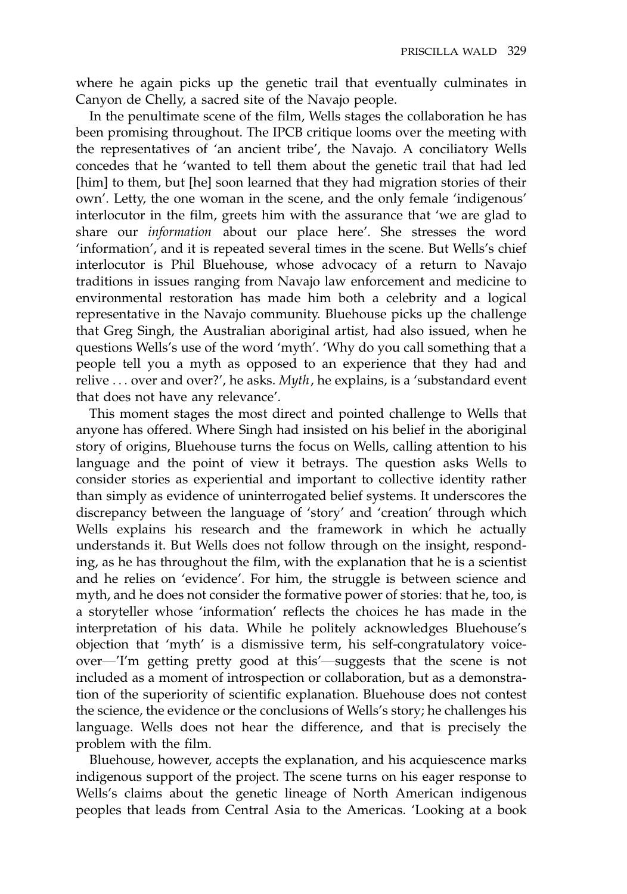where he again picks up the genetic trail that eventually culminates in Canyon de Chelly, a sacred site of the Navajo people.

In the penultimate scene of the film, Wells stages the collaboration he has been promising throughout. The IPCB critique looms over the meeting with the representatives of 'an ancient tribe', the Navajo. A conciliatory Wells concedes that he 'wanted to tell them about the genetic trail that had led [him] to them, but [he] soon learned that they had migration stories of their own'. Letty, the one woman in the scene, and the only female 'indigenous' interlocutor in the film, greets him with the assurance that 'we are glad to share our *information* about our place here'. She stresses the word 'information', and it is repeated several times in the scene. But Wells's chief interlocutor is Phil Bluehouse, whose advocacy of a return to Navajo traditions in issues ranging from Navajo law enforcement and medicine to environmental restoration has made him both a celebrity and a logical representative in the Navajo community. Bluehouse picks up the challenge that Greg Singh, the Australian aboriginal artist, had also issued, when he questions Wells's use of the word 'myth'. 'Why do you call something that a people tell you a myth as opposed to an experience that they had and relive . . . over and over?', he asks. *Myth*, he explains, is a 'substandard event that does not have any relevance'.

This moment stages the most direct and pointed challenge to Wells that anyone has offered. Where Singh had insisted on his belief in the aboriginal story of origins, Bluehouse turns the focus on Wells, calling attention to his language and the point of view it betrays. The question asks Wells to consider stories as experiential and important to collective identity rather than simply as evidence of uninterrogated belief systems. It underscores the discrepancy between the language of 'story' and 'creation' through which Wells explains his research and the framework in which he actually understands it. But Wells does not follow through on the insight, responding, as he has throughout the film, with the explanation that he is a scientist and he relies on 'evidence'. For him, the struggle is between science and myth, and he does not consider the formative power of stories: that he, too, is a storyteller whose 'information' reflects the choices he has made in the interpretation of his data. While he politely acknowledges Bluehouse's objection that 'myth' is a dismissive term, his self-congratulatory voice-over—'I'm getting pretty good at this'—suggests that the scene is not included as a moment of introspection or collaboration, but as a demonstration of the superiority of scientific explanation. Bluehouse does not contest the science, the evidence or the conclusions of Wells's story; he challenges his language. Wells does not hear the difference, and that is precisely the problem with the film.

Bluehouse, however, accepts the explanation, and his acquiescence marks indigenous support of the project. The scene turns on his eager response to Wells's claims about the genetic lineage of North American indigenous peoples that leads from Central Asia to the Americas. 'Looking at a book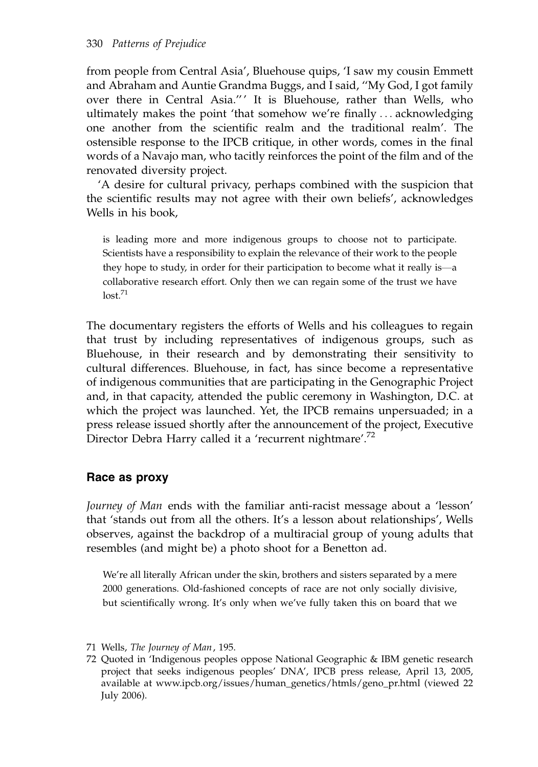from people from Central Asia', Bluehouse quips, 'I saw my cousin Emmett and Abraham and Auntie Grandma Buggs, and I said, ''My God, I got family over there in Central Asia.''' It is Bluehouse, rather than Wells, who ultimately makes the point 'that somehow we're finally ... acknowledging one another from the scientific realm and the traditional realm'. The ostensible response to the IPCB critique, in other words, comes in the final words of a Navajo man, who tacitly reinforces the point of the film and of the renovated diversity project.

'A desire for cultural privacy, perhaps combined with the suspicion that the scientific results may not agree with their own beliefs', acknowledges Wells in his book,

> is leading more and more indigenous groups to choose not to participate. Scientists have a responsibility to explain the relevance of their work to the people they hope to study, in order for their participation to become what it really is—a collaborative research effort. Only then we can regain some of the trust we have lost.[71]

The documentary registers the efforts of Wells and his colleagues to regain that trust by including representatives of indigenous groups, such as Bluehouse, in their research and by demonstrating their sensitivity to cultural differences. Bluehouse, in fact, has since become a representative of indigenous communities that are participating in the Genographic Project and, in that capacity, attended the public ceremony in Washington, D.C. at which the project was launched. Yet, the IPCB remains unpersuaded; in a press release issued shortly after the announcement of the project, Executive Director Debra Harry called it a 'recurrent nightmare'.[72]

## Race as proxy

*Journey of Man* ends with the familiar anti-racist message about a 'lesson' that 'stands out from all the others. It's a lesson about relationships', Wells observes, against the backdrop of a multiracial group of young adults that resembles (and might be) a photo shoot for a Benetton ad.

> We're all literally African under the skin, brothers and sisters separated by a mere 2000 generations. Old-fashioned concepts of race are not only socially divisive, but scientifically wrong. It's only when we've fully taken this on board that we

71 Wells, *The Journey of Man*, 195.

72 Quoted in 'Indigenous peoples oppose National Geographic & IBM genetic research project that seeks indigenous peoples' DNA', IPCB press release, April 13, 2005, available at www.ipcb.org/issues/human_genetics/htmls/geno_pr.html (viewed 22 July 2006).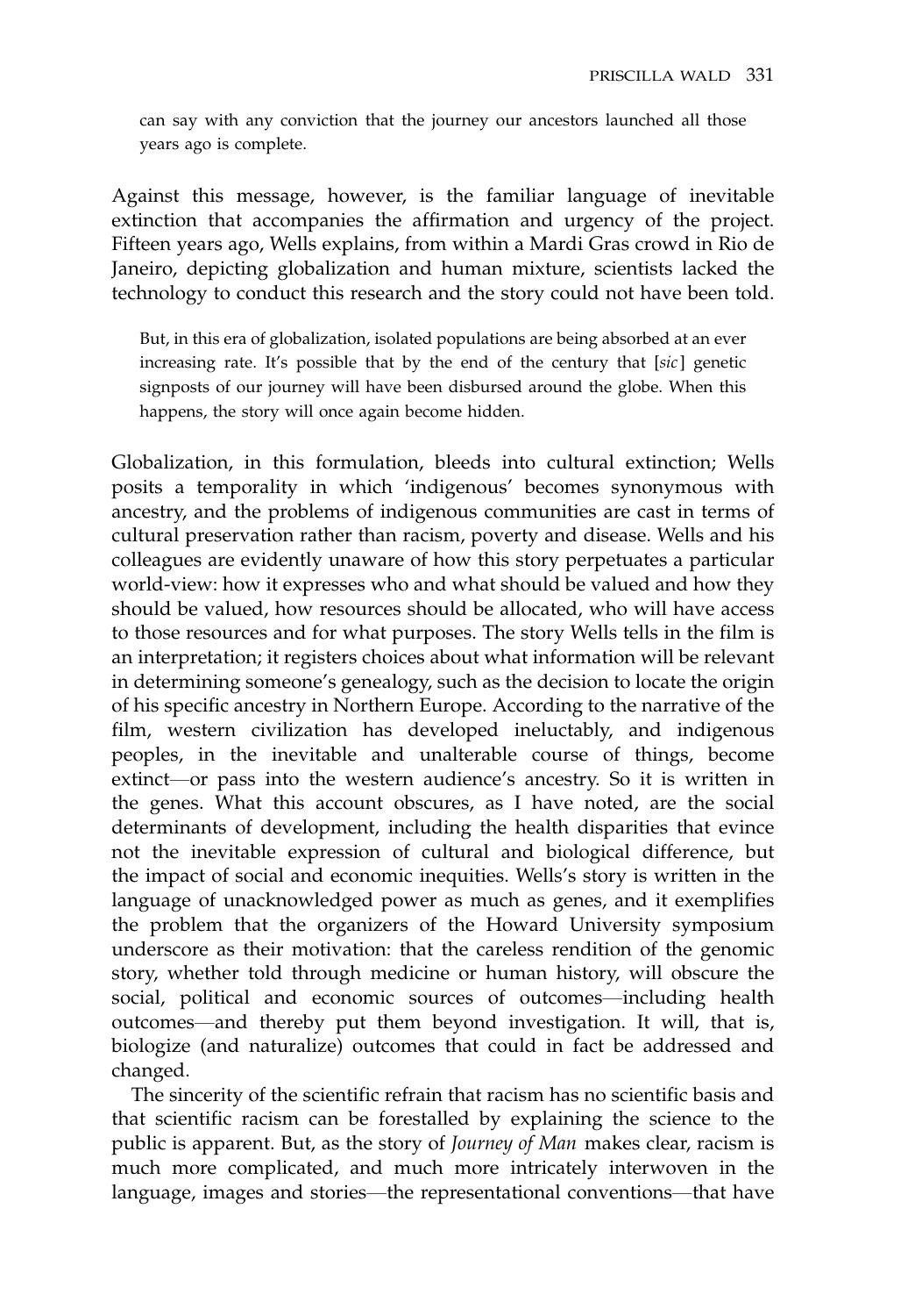> can say with any conviction that the journey our ancestors launched all those years ago is complete.

Against this message, however, is the familiar language of inevitable extinction that accompanies the affirmation and urgency of the project. Fifteen years ago, Wells explains, from within a Mardi Gras crowd in Rio de Janeiro, depicting globalization and human mixture, scientists lacked the technology to conduct this research and the story could not have been told.

> But, in this era of globalization, isolated populations are being absorbed at an ever increasing rate. It's possible that by the end of the century that [*sic*] genetic signposts of our journey will have been disbursed around the globe. When this happens, the story will once again become hidden.

Globalization, in this formulation, bleeds into cultural extinction; Wells posits a temporality in which 'indigenous' becomes synonymous with ancestry, and the problems of indigenous communities are cast in terms of cultural preservation rather than racism, poverty and disease. Wells and his colleagues are evidently unaware of how this story perpetuates a particular world-view: how it expresses who and what should be valued and how they should be valued, how resources should be allocated, who will have access to those resources and for what purposes. The story Wells tells in the film is an interpretation; it registers choices about what information will be relevant in determining someone's genealogy, such as the decision to locate the origin of his specific ancestry in Northern Europe. According to the narrative of the film, western civilization has developed ineluctably, and indigenous peoples, in the inevitable and unalterable course of things, become extinct—or pass into the western audience's ancestry. So it is written in the genes. What this account obscures, as I have noted, are the social determinants of development, including the health disparities that evince not the inevitable expression of cultural and biological difference, but the impact of social and economic inequities. Wells's story is written in the language of unacknowledged power as much as genes, and it exemplifies the problem that the organizers of the Howard University symposium underscore as their motivation: that the careless rendition of the genomic story, whether told through medicine or human history, will obscure the social, political and economic sources of outcomes—including health outcomes—and thereby put them beyond investigation. It will, that is, biologize (and naturalize) outcomes that could in fact be addressed and changed.

The sincerity of the scientific refrain that racism has no scientific basis and that scientific racism can be forestalled by explaining the science to the public is apparent. But, as the story of *Journey of Man* makes clear, racism is much more complicated, and much more intricately interwoven in the language, images and stories—the representational conventions—that have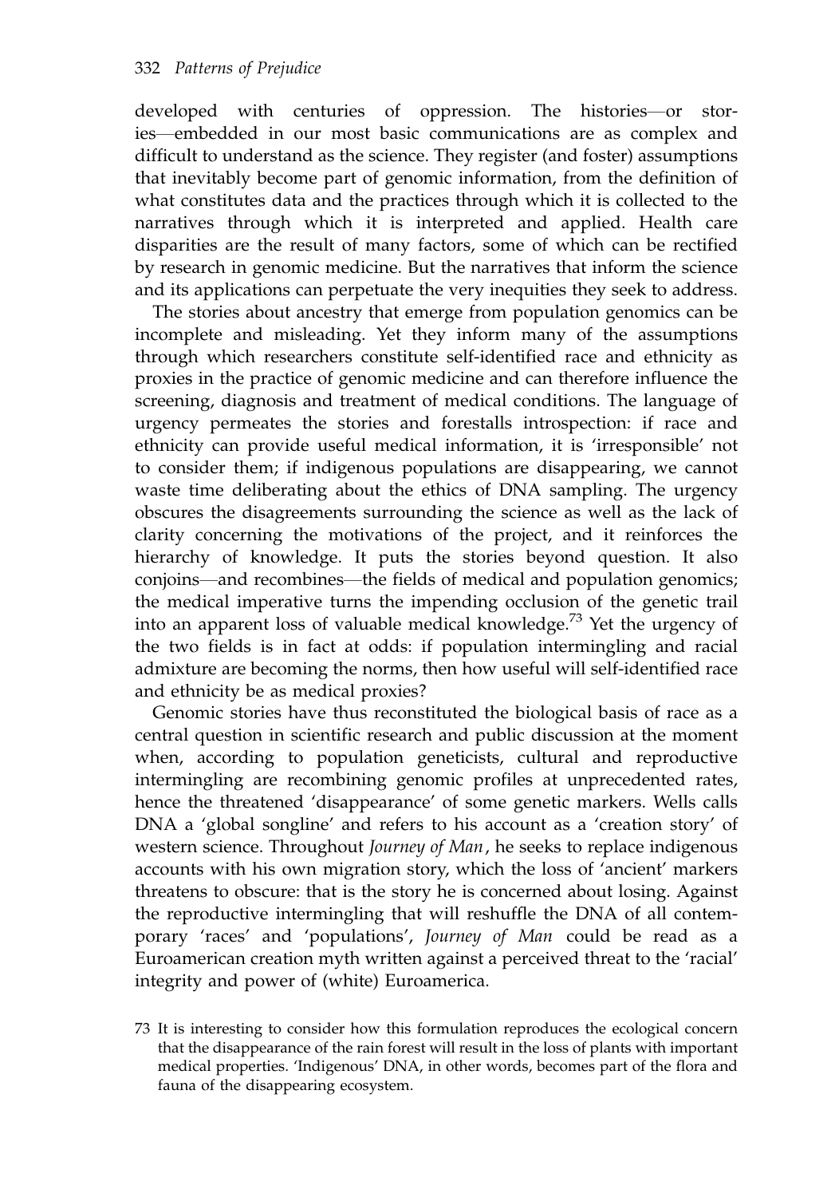developed with centuries of oppression. The histories—or stories—embedded in our most basic communications are as complex and difficult to understand as the science. They register (and foster) assumptions that inevitably become part of genomic information, from the definition of what constitutes data and the practices through which it is collected to the narratives through which it is interpreted and applied. Health care disparities are the result of many factors, some of which can be rectified by research in genomic medicine. But the narratives that inform the science and its applications can perpetuate the very inequities they seek to address.

The stories about ancestry that emerge from population genomics can be incomplete and misleading. Yet they inform many of the assumptions through which researchers constitute self-identified race and ethnicity as proxies in the practice of genomic medicine and can therefore influence the screening, diagnosis and treatment of medical conditions. The language of urgency permeates the stories and forestalls introspection: if race and ethnicity can provide useful medical information, it is 'irresponsible' not to consider them; if indigenous populations are disappearing, we cannot waste time deliberating about the ethics of DNA sampling. The urgency obscures the disagreements surrounding the science as well as the lack of clarity concerning the motivations of the project, and it reinforces the hierarchy of knowledge. It puts the stories beyond question. It also conjoins—and recombines—the fields of medical and population genomics; the medical imperative turns the impending occlusion of the genetic trail into an apparent loss of valuable medical knowledge.[73] Yet the urgency of the two fields is in fact at odds: if population intermingling and racial admixture are becoming the norms, then how useful will self-identified race and ethnicity be as medical proxies?

Genomic stories have thus reconstituted the biological basis of race as a central question in scientific research and public discussion at the moment when, according to population geneticists, cultural and reproductive intermingling are recombining genomic profiles at unprecedented rates, hence the threatened 'disappearance' of some genetic markers. Wells calls DNA a 'global songline' and refers to his account as a 'creation story' of western science. Throughout *Journey of Man*, he seeks to replace indigenous accounts with his own migration story, which the loss of 'ancient' markers threatens to obscure: that is the story he is concerned about losing. Against the reproductive intermingling that will reshuffle the DNA of all contemporary 'races' and 'populations', *Journey of Man* could be read as a Euroamerican creation myth written against a perceived threat to the 'racial' integrity and power of (white) Euroamerica.

73 It is interesting to consider how this formulation reproduces the ecological concern that the disappearance of the rain forest will result in the loss of plants with important medical properties. 'Indigenous' DNA, in other words, becomes part of the flora and fauna of the disappearing ecosystem.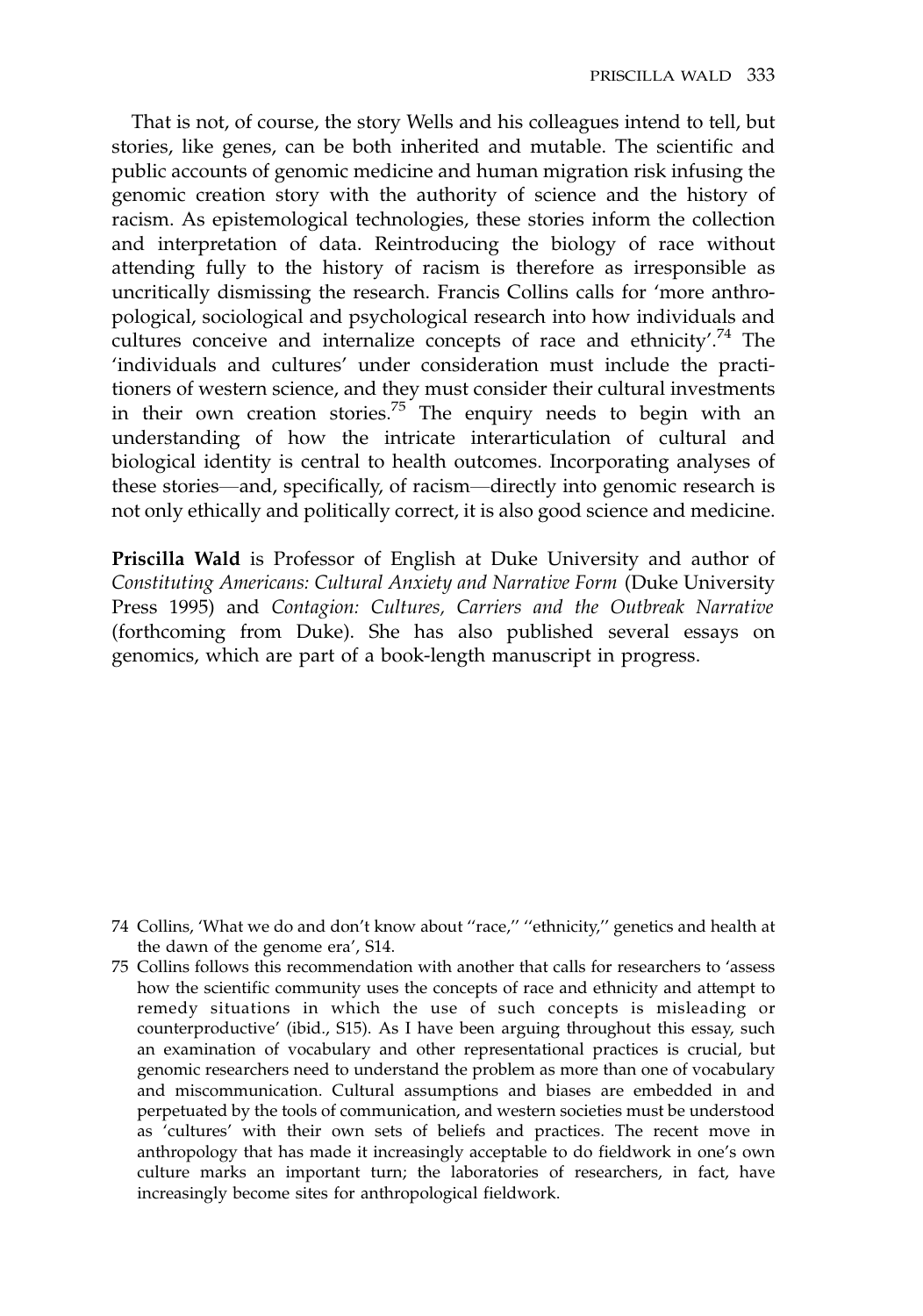That is not, of course, the story Wells and his colleagues intend to tell, but stories, like genes, can be both inherited and mutable. The scientific and public accounts of genomic medicine and human migration risk infusing the genomic creation story with the authority of science and the history of racism. As epistemological technologies, these stories inform the collection and interpretation of data. Reintroducing the biology of race without attending fully to the history of racism is therefore as irresponsible as uncritically dismissing the research. Francis Collins calls for 'more anthropological, sociological and psychological research into how individuals and cultures conceive and internalize concepts of race and ethnicity'.[74] The 'individuals and cultures' under consideration must include the practitioners of western science, and they must consider their cultural investments in their own creation stories.[75] The enquiry needs to begin with an understanding of how the intricate interarticulation of cultural and biological identity is central to health outcomes. Incorporating analyses of these stories—and, specifically, of racism—directly into genomic research is not only ethically and politically correct, it is also good science and medicine.

**Priscilla Wald** is Professor of English at Duke University and author of *Constituting Americans: Cultural Anxiety and Narrative Form* (Duke University Press 1995) and *Contagion: Cultures, Carriers and the Outbreak Narrative* (forthcoming from Duke). She has also published several essays on genomics, which are part of a book-length manuscript in progress.

74 Collins, 'What we do and don't know about "race," "ethnicity," genetics and health at the dawn of the genome era', S14.

75 Collins follows this recommendation with another that calls for researchers to 'assess how the scientific community uses the concepts of race and ethnicity and attempt to remedy situations in which the use of such concepts is misleading or counterproductive' (ibid., S15). As I have been arguing throughout this essay, such an examination of vocabulary and other representational practices is crucial, but genomic researchers need to understand the problem as more than one of vocabulary and miscommunication. Cultural assumptions and biases are embedded in and perpetuated by the tools of communication, and western societies must be understood as 'cultures' with their own sets of beliefs and practices. The recent move in anthropology that has made it increasingly acceptable to do fieldwork in one's own culture marks an important turn; the laboratories of researchers, in fact, have increasingly become sites for anthropological fieldwork.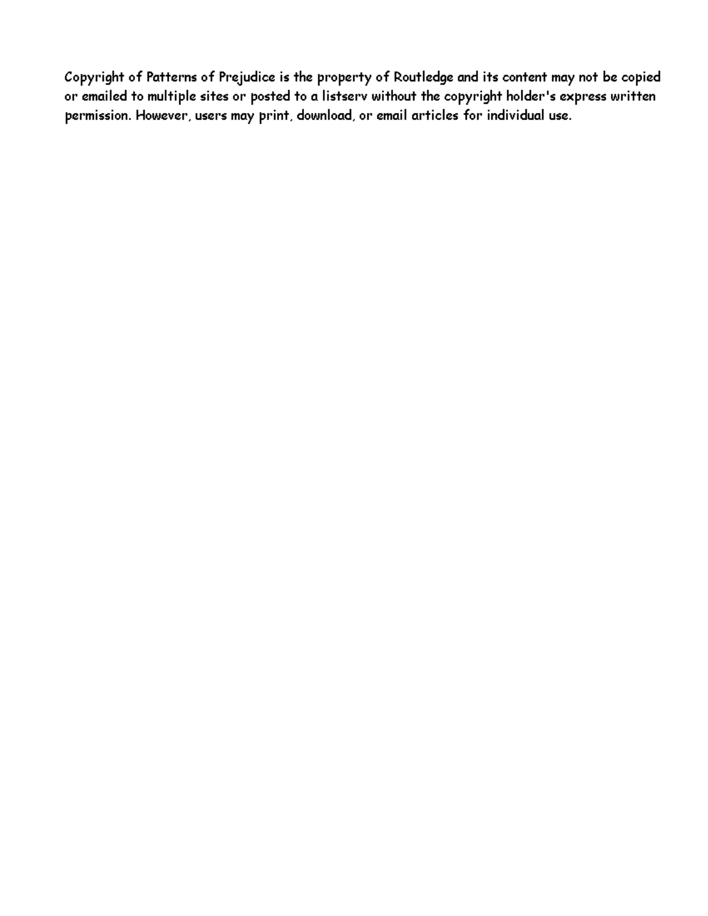Copyright of Patterns of Prejudice is the property of Routledge and its content may not be copied or emailed to multiple sites or posted to a listserv without the copyright holder's express written permission. However, users may print, download, or email articles for individual use.